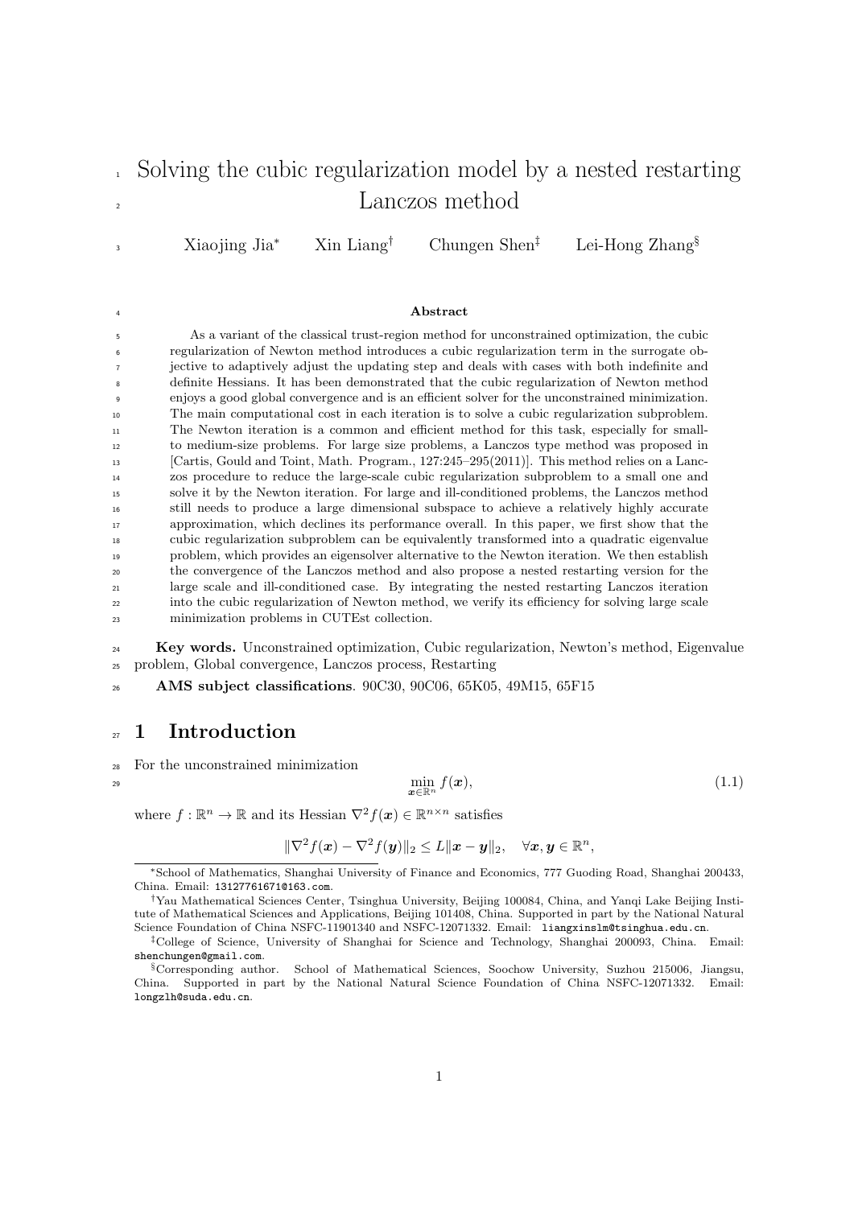# Solving the cubic regularization model by a nested restarting Lanczos method

Xiaojing Jia[*] Xin Liang[†] Chungen Shen[‡] Lei-Hong Zhang[§]

**Abstract**

As a variant of the classical trust-region method for unconstrained optimization, the cubic regularization of Newton method introduces a cubic regularization term in the surrogate objective to adaptively adjust the updating step and deals with cases with both indefinite and definite Hessians. It has been demonstrated that the cubic regularization of Newton method enjoys a good global convergence and is an efficient solver for the unconstrained minimization. The main computational cost in each iteration is to solve a cubic regularization subproblem. The Newton iteration is a common and efficient method for this task, especially for small- to medium-size problems. For large size problems, a Lanczos type method was proposed in [Cartis, Gould and Toint, Math. Program., 127:245–295(2011)]. This method relies on a Lanczos procedure to reduce the large-scale cubic regularization subproblem to a small one and solve it by the Newton iteration. For large and ill-conditioned problems, the Lanczos method still needs to produce a large dimensional subspace to achieve a relatively highly accurate approximation, which declines its performance overall. In this paper, we first show that the cubic regularization subproblem can be equivalently transformed into a quadratic eigenvalue problem, which provides an eigensolver alternative to the Newton iteration. We then establish the convergence of the Lanczos method and also propose a nested restarting version for the large scale and ill-conditioned case. By integrating the nested restarting Lanczos iteration into the cubic regularization of Newton method, we verify its efficiency for solving large scale minimization problems in CUTEst collection.

**Key words.** Unconstrained optimization, Cubic regularization, Newton's method, Eigenvalue problem, Global convergence, Lanczos process, Restarting

**AMS subject classifications**. 90C30, 90C06, 65K05, 49M15, 65F15

## 1 Introduction

For the unconstrained minimization

$$\min_{\boldsymbol{x}\in\mathbb{R}^n} f(\boldsymbol{x}), \tag{1.1}$$

where $f:\mathbb{R}^n\to\mathbb{R}$ and its Hessian $\nabla^2 f(\boldsymbol{x})\in\mathbb{R}^{n\times n}$ satisfies

$$\|\nabla^2 f(\boldsymbol{x})-\nabla^2 f(\boldsymbol{y})\|_2 \le L\|\boldsymbol{x}-\boldsymbol{y}\|_2, \quad \forall \boldsymbol{x},\boldsymbol{y}\in\mathbb{R}^n,$$

---

[*] School of Mathematics, Shanghai University of Finance and Economics, 777 Guoding Road, Shanghai 200433, China. Email: 13127761671@163.com.

[†] Yau Mathematical Sciences Center, Tsinghua University, Beijing 100084, China, and Yanqi Lake Beijing Institute of Mathematical Sciences and Applications, Beijing 101408, China. Supported in part by the National Natural Science Foundation of China NSFC-11901340 and NSFC-12071332. Email: liangxinslm@tsinghua.edu.cn.

[‡] College of Science, University of Shanghai for Science and Technology, Shanghai 200093, China. Email: shenchungen@gmail.com.

[§] Corresponding author. School of Mathematical Sciences, Soochow University, Suzhou 215006, Jiangsu, China. Supported in part by the National Natural Science Foundation of China NSFC-12071332. Email: longzlh@suda.edu.cn.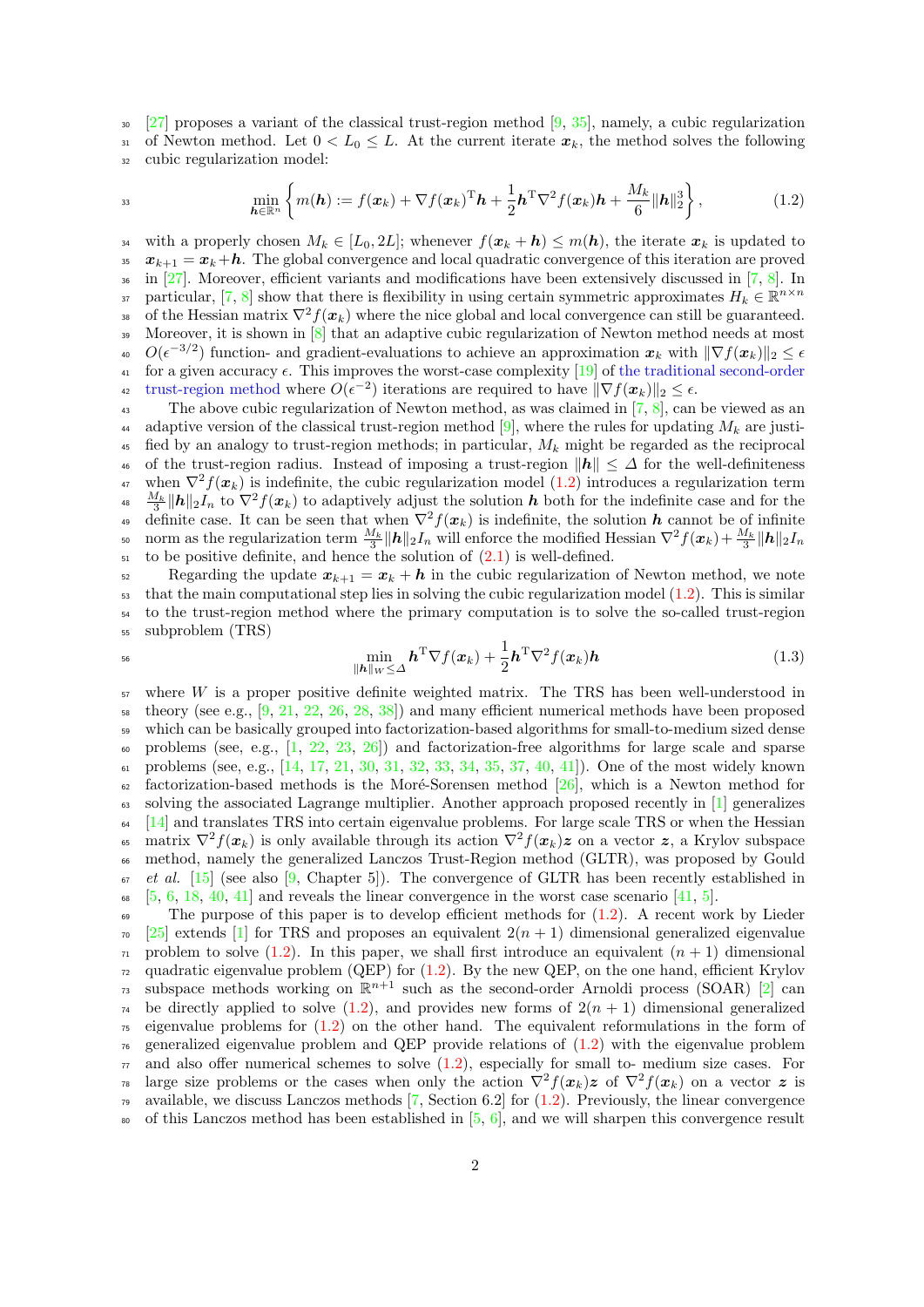[27] proposes a variant of the classical trust-region method [9, 35], namely, a cubic regularization of Newton method. Let $0 < L_0 \leq L$. At the current iterate $\boldsymbol{x}_k$, the method solves the following cubic regularization model:

$$\min_{\boldsymbol{h}\in\mathbb{R}^n} \left\{ m(\boldsymbol{h}) := f(\boldsymbol{x}_k) + \nabla f(\boldsymbol{x}_k)^{\mathrm{T}}\boldsymbol{h} + \frac{1}{2}\boldsymbol{h}^{\mathrm{T}}\nabla^2 f(\boldsymbol{x}_k)\boldsymbol{h} + \frac{M_k}{6}\|\boldsymbol{h}\|_2^3 \right\}, \tag{1.2}$$

with a properly chosen $M_k \in [L_0, 2L]$; whenever $f(\boldsymbol{x}_k + \boldsymbol{h}) \leq m(\boldsymbol{h})$, the iterate $\boldsymbol{x}_k$ is updated to $\boldsymbol{x}_{k+1} = \boldsymbol{x}_k + \boldsymbol{h}$. The global convergence and local quadratic convergence of this iteration are proved in [27]. Moreover, efficient variants and modifications have been extensively discussed in [7, 8]. In particular, [7, 8] show that there is flexibility in using certain symmetric approximates $H_k \in \mathbb{R}^{n\times n}$ of the Hessian matrix $\nabla^2 f(\boldsymbol{x}_k)$ where the nice global and local convergence can still be guaranteed. Moreover, it is shown in [8] that an adaptive cubic regularization of Newton method needs at most $O(\epsilon^{-3/2})$ function- and gradient-evaluations to achieve an approximation $\boldsymbol{x}_k$ with $\|\nabla f(\boldsymbol{x}_k)\|_2 \leq \epsilon$ for a given accuracy $\epsilon$. This improves the worst-case complexity [19] of the traditional second-order trust-region method where $O(\epsilon^{-2})$ iterations are required to have $\|\nabla f(\boldsymbol{x}_k)\|_2 \leq \epsilon$.

The above cubic regularization of Newton method, as was claimed in [7, 8], can be viewed as an adaptive version of the classical trust-region method [9], where the rules for updating $M_k$ are justified by an analogy to trust-region methods; in particular, $M_k$ might be regarded as the reciprocal of the trust-region radius. Instead of imposing a trust-region $\|\boldsymbol{h}\| \leq \Delta$ for the well-definiteness when $\nabla^2 f(\boldsymbol{x}_k)$ is indefinite, the cubic regularization model (1.2) introduces a regularization term $\frac{M_k}{3}\|\boldsymbol{h}\|_2 I_n$ to $\nabla^2 f(\boldsymbol{x}_k)$ to adaptively adjust the solution $\boldsymbol{h}$ both for the indefinite case and for the definite case. It can be seen that when $\nabla^2 f(\boldsymbol{x}_k)$ is indefinite, the solution $\boldsymbol{h}$ cannot be of infinite norm as the regularization term $\frac{M_k}{3}\|\boldsymbol{h}\|_2 I_n$ will enforce the modified Hessian $\nabla^2 f(\boldsymbol{x}_k) + \frac{M_k}{3}\|\boldsymbol{h}\|_2 I_n$ to be positive definite, and hence the solution of (2.1) is well-defined.

Regarding the update $\boldsymbol{x}_{k+1} = \boldsymbol{x}_k + \boldsymbol{h}$ in the cubic regularization of Newton method, we note that the main computational step lies in solving the cubic regularization model (1.2). This is similar to the trust-region method where the primary computation is to solve the so-called trust-region subproblem (TRS)

$$\min_{\|\boldsymbol{h}\|_W \leq \Delta} \boldsymbol{h}^{\mathrm{T}}\nabla f(\boldsymbol{x}_k) + \frac{1}{2}\boldsymbol{h}^{\mathrm{T}}\nabla^2 f(\boldsymbol{x}_k)\boldsymbol{h} \tag{1.3}$$

where $W$ is a proper positive definite weighted matrix. The TRS has been well-understood in theory (see e.g., [9, 21, 22, 26, 28, 38]) and many efficient numerical methods have been proposed which can be basically grouped into factorization-based algorithms for small-to-medium sized dense problems (see, e.g., [1, 22, 23, 26]) and factorization-free algorithms for large scale and sparse problems (see, e.g., [14, 17, 21, 30, 31, 32, 33, 34, 35, 37, 40, 41]). One of the most widely known factorization-based methods is the Moré-Sorensen method [26], which is a Newton method for solving the associated Lagrange multiplier. Another approach proposed recently in [1] generalizes [14] and translates TRS into certain eigenvalue problems. For large scale TRS or when the Hessian matrix $\nabla^2 f(\boldsymbol{x}_k)$ is only available through its action $\nabla^2 f(\boldsymbol{x}_k)\boldsymbol{z}$ on a vector $\boldsymbol{z}$, a Krylov subspace method, namely the generalized Lanczos Trust-Region method (GLTR), was proposed by Gould *et al.* [15] (see also [9, Chapter 5]). The convergence of GLTR has been recently established in [5, 6, 18, 40, 41] and reveals the linear convergence in the worst case scenario [41, 5].

The purpose of this paper is to develop efficient methods for (1.2). A recent work by Lieder [25] extends [1] for TRS and proposes an equivalent $2(n + 1)$ dimensional generalized eigenvalue problem to solve (1.2). In this paper, we shall first introduce an equivalent $(n + 1)$ dimensional quadratic eigenvalue problem (QEP) for (1.2). By the new QEP, on the one hand, efficient Krylov subspace methods working on $\mathbb{R}^{n+1}$ such as the second-order Arnoldi process (SOAR) [2] can be directly applied to solve (1.2), and provides new forms of $2(n + 1)$ dimensional generalized eigenvalue problems for (1.2) on the other hand. The equivalent reformulations in the form of generalized eigenvalue problem and QEP provide relations of (1.2) with the eigenvalue problem and also offer numerical schemes to solve (1.2), especially for small to- medium size cases. For large size problems or the cases when only the action $\nabla^2 f(\boldsymbol{x}_k)\boldsymbol{z}$ of $\nabla^2 f(\boldsymbol{x}_k)$ on a vector $\boldsymbol{z}$ is available, we discuss Lanczos methods [7, Section 6.2] for (1.2). Previously, the linear convergence of this Lanczos method has been established in [5, 6], and we will sharpen this convergence result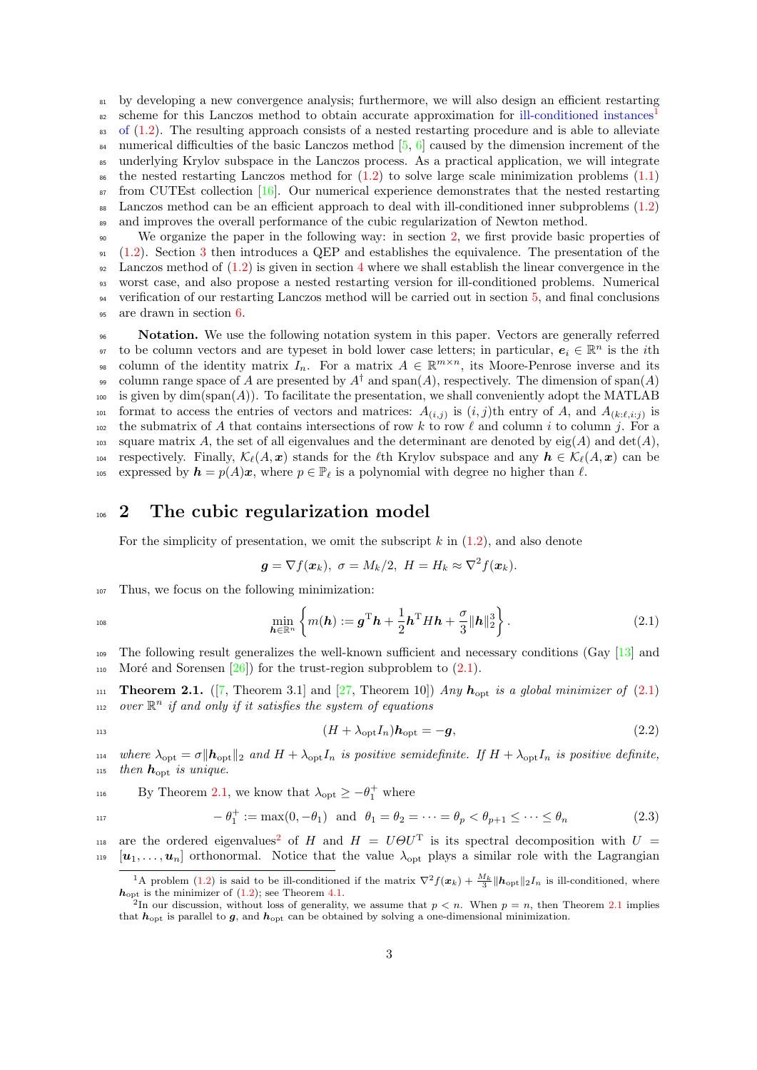by developing a new convergence analysis; furthermore, we will also design an efficient restarting scheme for this Lanczos method to obtain accurate approximation for ill-conditioned instances[1] of (1.2). The resulting approach consists of a nested restarting procedure and is able to alleviate numerical difficulties of the basic Lanczos method [5, 6] caused by the dimension increment of the underlying Krylov subspace in the Lanczos process. As a practical application, we will integrate the nested restarting Lanczos method for (1.2) to solve large scale minimization problems (1.1) from CUTEst collection [16]. Our numerical experience demonstrates that the nested restarting Lanczos method can be an efficient approach to deal with ill-conditioned inner subproblems (1.2) and improves the overall performance of the cubic regularization of Newton method.

We organize the paper in the following way: in section 2, we first provide basic properties of (1.2). Section 3 then introduces a QEP and establishes the equivalence. The presentation of the Lanczos method of (1.2) is given in section 4 where we shall establish the linear convergence in the worst case, and also propose a nested restarting version for ill-conditioned problems. Numerical verification of our restarting Lanczos method will be carried out in section 5, and final conclusions are drawn in section 6.

**Notation.** We use the following notation system in this paper. Vectors are generally referred to be column vectors and are typeset in bold lower case letters; in particular, $\boldsymbol{e}_i \in \mathbb{R}^n$ is the $i$th column of the identity matrix $I_n$. For a matrix $A \in \mathbb{R}^{m\times n}$, its Moore-Penrose inverse and its column range space of $A$ are presented by $A^\dagger$ and $\mathrm{span}(A)$, respectively. The dimension of $\mathrm{span}(A)$ is given by $\dim(\mathrm{span}(A))$. To facilitate the presentation, we shall conveniently adopt the MATLAB format to access the entries of vectors and matrices: $A_{(i,j)}$ is $(i,j)$th entry of $A$, and $A_{(k:\ell,i:j)}$ is the submatrix of $A$ that contains intersections of row $k$ to row $\ell$ and column $i$ to column $j$. For a square matrix $A$, the set of all eigenvalues and the determinant are denoted by $\mathrm{eig}(A)$ and $\det(A)$, respectively. Finally, $\mathcal{K}_\ell(A,\boldsymbol{x})$ stands for the $\ell$th Krylov subspace and any $\boldsymbol{h} \in \mathcal{K}_\ell(A,\boldsymbol{x})$ can be expressed by $\boldsymbol{h} = p(A)\boldsymbol{x}$, where $p \in \mathbb{P}_\ell$ is a polynomial with degree no higher than $\ell$.

## 2 The cubic regularization model

For the simplicity of presentation, we omit the subscript $k$ in (1.2), and also denote

$$\boldsymbol{g} = \nabla f(\boldsymbol{x}_k),\ \sigma = M_k/2,\ H = H_k \approx \nabla^2 f(\boldsymbol{x}_k).$$

Thus, we focus on the following minimization:

$$\min_{\boldsymbol{h}\in\mathbb{R}^n} \left\{ m(\boldsymbol{h}) := \boldsymbol{g}^{\mathrm{T}}\boldsymbol{h} + \frac{1}{2}\boldsymbol{h}^{\mathrm{T}}H\boldsymbol{h} + \frac{\sigma}{3}\|\boldsymbol{h}\|_2^3 \right\}. \tag{2.1}$$

The following result generalizes the well-known sufficient and necessary conditions (Gay [13] and Moré and Sorensen [26]) for the trust-region subproblem to (2.1).

**Theorem 2.1.** ([7, Theorem 3.1] and [27, Theorem 10]) *Any $\boldsymbol{h}_{\mathrm{opt}}$ is a global minimizer of (2.1) over $\mathbb{R}^n$ if and only if it satisfies the system of equations*

$$(H + \lambda_{\mathrm{opt}} I_n)\boldsymbol{h}_{\mathrm{opt}} = -\boldsymbol{g}, \tag{2.2}$$

*where $\lambda_{\mathrm{opt}} = \sigma\|\boldsymbol{h}_{\mathrm{opt}}\|_2$ and $H + \lambda_{\mathrm{opt}} I_n$ is positive semidefinite. If $H + \lambda_{\mathrm{opt}} I_n$ is positive definite, then $\boldsymbol{h}_{\mathrm{opt}}$ is unique.*

By Theorem 2.1, we know that $\lambda_{\mathrm{opt}} \ge -\theta_1^+$ where

$$-\theta_1^+ := \max(0, -\theta_1) \ \text{ and } \ \theta_1 = \theta_2 = \cdots = \theta_p < \theta_{p+1} \le \cdots \le \theta_n \tag{2.3}$$

are the ordered eigenvalues[2] of $H$ and $H = U\Theta U^{\mathrm{T}}$ is its spectral decomposition with $U = [\boldsymbol{u}_1, \ldots, \boldsymbol{u}_n]$ orthonormal. Notice that the value $\lambda_{\mathrm{opt}}$ plays a similar role with the Lagrangian

[1] A problem (1.2) is said to be ill-conditioned if the matrix $\nabla^2 f(\boldsymbol{x}_k) + \frac{M_k}{3}\|\boldsymbol{h}_{\mathrm{opt}}\|_2 I_n$ is ill-conditioned, where $\boldsymbol{h}_{\mathrm{opt}}$ is the minimizer of (1.2); see Theorem 4.1.

[2] In our discussion, without loss of generality, we assume that $p < n$. When $p = n$, then Theorem 2.1 implies that $\boldsymbol{h}_{\mathrm{opt}}$ is parallel to $\boldsymbol{g}$, and $\boldsymbol{h}_{\mathrm{opt}}$ can be obtained by solving a one-dimensional minimization.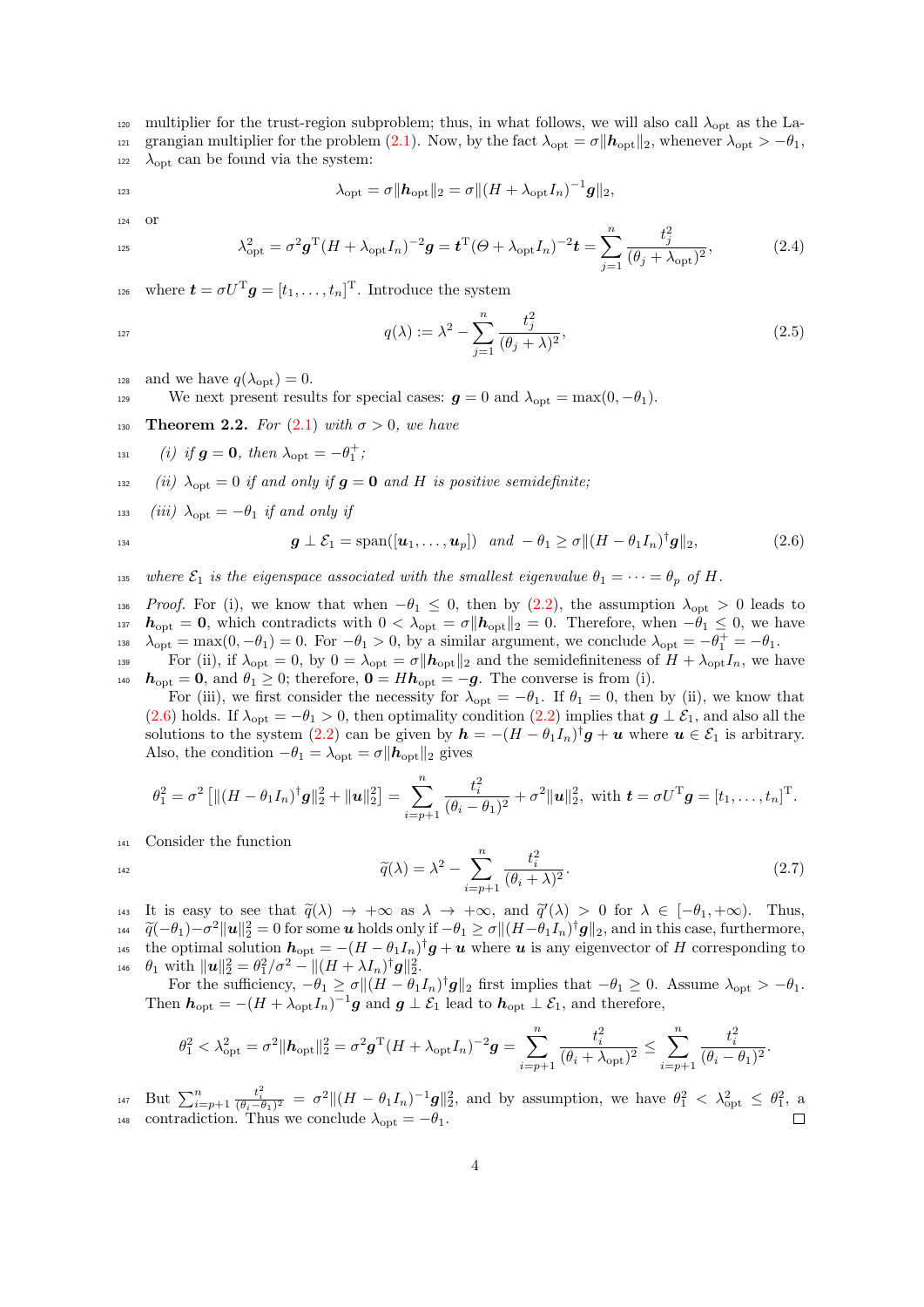multiplier for the trust-region subproblem; thus, in what follows, we will also call $\lambda_{\rm opt}$ as the Lagrangian multiplier for the problem (2.1). Now, by the fact $\lambda_{\rm opt} = \sigma\|\boldsymbol{h}_{\rm opt}\|_2$, whenever $\lambda_{\rm opt} > -\theta_1$, $\lambda_{\rm opt}$ can be found via the system:

$$\lambda_{\rm opt} = \sigma\|\boldsymbol{h}_{\rm opt}\|_2 = \sigma\|(H + \lambda_{\rm opt} I_n)^{-1}\boldsymbol{g}\|_2,$$

or

$$\lambda_{\rm opt}^2 = \sigma^2 \boldsymbol{g}^{\rm T}(H + \lambda_{\rm opt} I_n)^{-2}\boldsymbol{g} = \boldsymbol{t}^{\rm T}(\Theta + \lambda_{\rm opt} I_n)^{-2}\boldsymbol{t} = \sum_{j=1}^{n} \frac{t_j^2}{(\theta_j + \lambda_{\rm opt})^2}, \tag{2.4}$$

where $\boldsymbol{t} = \sigma U^{\rm T}\boldsymbol{g} = [t_1, \ldots, t_n]^{\rm T}$. Introduce the system

$$q(\lambda) := \lambda^2 - \sum_{j=1}^{n} \frac{t_j^2}{(\theta_j + \lambda)^2}, \tag{2.5}$$

and we have $q(\lambda_{\rm opt}) = 0$.

We next present results for special cases: $\boldsymbol{g} = 0$ and $\lambda_{\rm opt} = \max(0, -\theta_1)$.

**Theorem 2.2.** *For (2.1) with $\sigma > 0$, we have*

*(i) if $\boldsymbol{g} = \boldsymbol{0}$, then $\lambda_{\rm opt} = -\theta_1^+$;*

*(ii) $\lambda_{\rm opt} = 0$ if and only if $\boldsymbol{g} = \boldsymbol{0}$ and $H$ is positive semidefinite;*

*(iii) $\lambda_{\rm opt} = -\theta_1$ if and only if*

$$\boldsymbol{g} \perp \mathcal{E}_1 = {\rm span}([\boldsymbol{u}_1, \ldots, \boldsymbol{u}_p]) \quad \textit{and} \quad -\theta_1 \geq \sigma\|(H - \theta_1 I_n)^\dagger \boldsymbol{g}\|_2, \tag{2.6}$$

*where $\mathcal{E}_1$ is the eigenspace associated with the smallest eigenvalue $\theta_1 = \cdots = \theta_p$ of $H$.*

*Proof.* For (i), we know that when $-\theta_1 \leq 0$, then by (2.2), the assumption $\lambda_{\rm opt} > 0$ leads to $\boldsymbol{h}_{\rm opt} = \boldsymbol{0}$, which contradicts with $0 < \lambda_{\rm opt} = \sigma\|\boldsymbol{h}_{\rm opt}\|_2 = 0$. Therefore, when $-\theta_1 \leq 0$, we have $\lambda_{\rm opt} = \max(0, -\theta_1) = 0$. For $-\theta_1 > 0$, by a similar argument, we conclude $\lambda_{\rm opt} = -\theta_1^+ = -\theta_1$.

For (ii), if $\lambda_{\rm opt} = 0$, by $0 = \lambda_{\rm opt} = \sigma\|\boldsymbol{h}_{\rm opt}\|_2$ and the semidefiniteness of $H + \lambda_{\rm opt} I_n$, we have $\boldsymbol{h}_{\rm opt} = \boldsymbol{0}$, and $\theta_1 \geq 0$; therefore, $\boldsymbol{0} = H\boldsymbol{h}_{\rm opt} = -\boldsymbol{g}$. The converse is from (i).

For (iii), we first consider the necessity for $\lambda_{\rm opt} = -\theta_1$. If $\theta_1 = 0$, then by (ii), we know that (2.6) holds. If $\lambda_{\rm opt} = -\theta_1 > 0$, then optimality condition (2.2) implies that $\boldsymbol{g} \perp \mathcal{E}_1$, and also all the solutions to the system (2.2) can be given by $\boldsymbol{h} = -(H - \theta_1 I_n)^\dagger \boldsymbol{g} + \boldsymbol{u}$ where $\boldsymbol{u} \in \mathcal{E}_1$ is arbitrary. Also, the condition $-\theta_1 = \lambda_{\rm opt} = \sigma\|\boldsymbol{h}_{\rm opt}\|_2$ gives

$$\theta_1^2 = \sigma^2\left[\|(H - \theta_1 I_n)^\dagger \boldsymbol{g}\|_2^2 + \|\boldsymbol{u}\|_2^2\right] = \sum_{i=p+1}^{n} \frac{t_i^2}{(\theta_i - \theta_1)^2} + \sigma^2\|\boldsymbol{u}\|_2^2, \text{ with } \boldsymbol{t} = \sigma U^{\rm T}\boldsymbol{g} = [t_1, \ldots, t_n]^{\rm T}.$$

Consider the function

$$\widetilde{q}(\lambda) = \lambda^2 - \sum_{i=p+1}^{n} \frac{t_i^2}{(\theta_i + \lambda)^2}. \tag{2.7}$$

It is easy to see that $\widetilde{q}(\lambda) \to +\infty$ as $\lambda \to +\infty$, and $\widetilde{q}'(\lambda) > 0$ for $\lambda \in [-\theta_1, +\infty)$. Thus, $\widetilde{q}(-\theta_1) - \sigma^2\|\boldsymbol{u}\|_2^2 = 0$ for some $\boldsymbol{u}$ holds only if $-\theta_1 \geq \sigma\|(H - \theta_1 I_n)^\dagger \boldsymbol{g}\|_2$, and in this case, furthermore, the optimal solution $\boldsymbol{h}_{\rm opt} = -(H - \theta_1 I_n)^\dagger \boldsymbol{g} + \boldsymbol{u}$ where $\boldsymbol{u}$ is any eigenvector of $H$ corresponding to $\theta_1$ with $\|\boldsymbol{u}\|_2^2 = \theta_1^2/\sigma^2 - \|(H + \lambda I_n)^\dagger \boldsymbol{g}\|_2^2$.

For the sufficiency, $-\theta_1 \geq \sigma\|(H - \theta_1 I_n)^\dagger \boldsymbol{g}\|_2$ first implies that $-\theta_1 \geq 0$. Assume $\lambda_{\rm opt} > -\theta_1$. Then $\boldsymbol{h}_{\rm opt} = -(H + \lambda_{\rm opt} I_n)^{-1}\boldsymbol{g}$ and $\boldsymbol{g} \perp \mathcal{E}_1$ lead to $\boldsymbol{h}_{\rm opt} \perp \mathcal{E}_1$, and therefore,

$$\theta_1^2 < \lambda_{\rm opt}^2 = \sigma^2\|\boldsymbol{h}_{\rm opt}\|_2^2 = \sigma^2 \boldsymbol{g}^{\rm T}(H + \lambda_{\rm opt} I_n)^{-2}\boldsymbol{g} = \sum_{i=p+1}^{n} \frac{t_i^2}{(\theta_i + \lambda_{\rm opt})^2} \leq \sum_{i=p+1}^{n} \frac{t_i^2}{(\theta_i - \theta_1)^2}.$$

But $\sum_{i=p+1}^{n} \frac{t_i^2}{(\theta_i - \theta_1)^2} = \sigma^2\|(H - \theta_1 I_n)^{-1}\boldsymbol{g}\|_2^2$, and by assumption, we have $\theta_1^2 < \lambda_{\rm opt}^2 \leq \theta_1^2$, a contradiction. Thus we conclude $\lambda_{\rm opt} = -\theta_1$. $\square$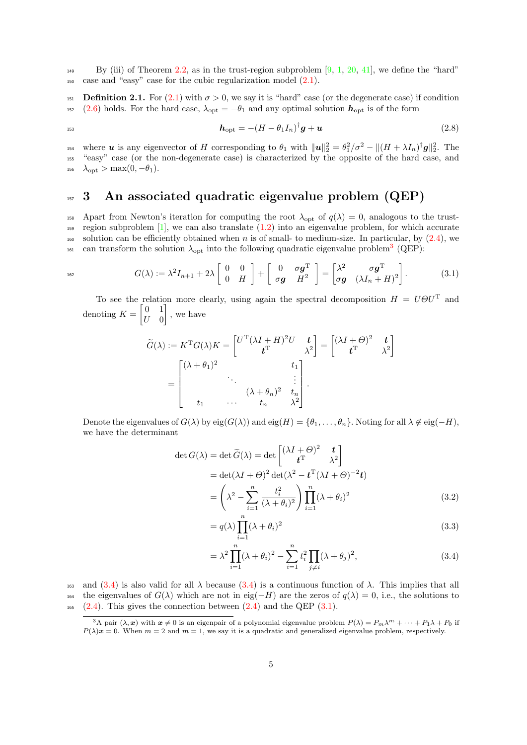By (iii) of Theorem 2.2, as in the trust-region subproblem [9, 1, 20, 41], we define the "hard" case and "easy" case for the cubic regularization model (2.1).

**Definition 2.1.** For (2.1) with $\sigma > 0$, we say it is "hard" case (or the degenerate case) if condition (2.6) holds. For the hard case, $\lambda_{\rm opt} = -\theta_1$ and any optimal solution $\boldsymbol{h}_{\rm opt}$ is of the form

$$\boldsymbol{h}_{\rm opt} = -(H - \theta_1 I_n)^{\dagger}\boldsymbol{g} + \boldsymbol{u} \tag{2.8}$$

where $\boldsymbol{u}$ is any eigenvector of $H$ corresponding to $\theta_1$ with $\|\boldsymbol{u}\|_2^2 = \theta_1^2/\sigma^2 - \|(H + \lambda I_n)^{\dagger}\boldsymbol{g}\|_2^2$. The "easy" case (or the non-degenerate case) is characterized by the opposite of the hard case, and $\lambda_{\rm opt} > \max(0, -\theta_1)$.

## 3 An associated quadratic eigenvalue problem (QEP)

Apart from Newton's iteration for computing the root $\lambda_{\rm opt}$ of $q(\lambda) = 0$, analogous to the trust-region subproblem [1], we can also translate (1.2) into an eigenvalue problem, for which accurate solution can be efficiently obtained when $n$ is of small- to medium-size. In particular, by (2.4), we can transform the solution $\lambda_{\rm opt}$ into the following quadratic eigenvalue problem[3] (QEP):

$$G(\lambda) := \lambda^2 I_{n+1} + 2\lambda \begin{bmatrix} 0 & 0 \\ 0 & H \end{bmatrix} + \begin{bmatrix} 0 & \sigma\boldsymbol{g}^{\rm T} \\ \sigma\boldsymbol{g} & H^2 \end{bmatrix} = \begin{bmatrix} \lambda^2 & \sigma\boldsymbol{g}^{\rm T} \\ \sigma\boldsymbol{g} & (\lambda I_n + H)^2 \end{bmatrix}. \tag{3.1}$$

To see the relation more clearly, using again the spectral decomposition $H = U\Theta U^{\rm T}$ and denoting $K = \begin{bmatrix} 0 & 1 \\ U & 0 \end{bmatrix}$, we have

$$\widetilde{G}(\lambda) := K^{\rm T} G(\lambda) K = \begin{bmatrix} U^{\rm T}(\lambda I + H)^2 U & \boldsymbol{t} \\ \boldsymbol{t}^{\rm T} & \lambda^2 \end{bmatrix} = \begin{bmatrix} (\lambda I + \Theta)^2 & \boldsymbol{t} \\ \boldsymbol{t}^{\rm T} & \lambda^2 \end{bmatrix}$$

$$= \begin{bmatrix} (\lambda + \theta_1)^2 & & & t_1 \\ & \ddots & & \vdots \\ & & (\lambda + \theta_n)^2 & t_n \\ t_1 & \cdots & t_n & \lambda^2 \end{bmatrix}.$$

Denote the eigenvalues of $G(\lambda)$ by $\operatorname{eig}(G(\lambda))$ and $\operatorname{eig}(H) = \{\theta_1, \ldots, \theta_n\}$. Noting for all $\lambda \notin \operatorname{eig}(-H)$, we have the determinant

$$\begin{aligned}
\det G(\lambda) = \det \widetilde{G}(\lambda) &= \det \begin{bmatrix} (\lambda I + \Theta)^2 & \boldsymbol{t} \\ \boldsymbol{t}^{\rm T} & \lambda^2 \end{bmatrix} \\
&= \det(\lambda I + \Theta)^2 \det(\lambda^2 - \boldsymbol{t}^{\rm T}(\lambda I + \Theta)^{-2}\boldsymbol{t}) \\
&= \left(\lambda^2 - \sum_{i=1}^{n} \frac{t_i^2}{(\lambda + \theta_i)^2}\right) \prod_{i=1}^{n} (\lambda + \theta_i)^2 && (3.2) \\
&= q(\lambda) \prod_{i=1}^{n} (\lambda + \theta_i)^2 && (3.3) \\
&= \lambda^2 \prod_{i=1}^{n} (\lambda + \theta_i)^2 - \sum_{i=1}^{n} t_i^2 \prod_{j \neq i} (\lambda + \theta_j)^2, && (3.4)
\end{aligned}$$

and (3.4) is also valid for all $\lambda$ because (3.4) is a continuous function of $\lambda$. This implies that all the eigenvalues of $G(\lambda)$ which are not in $\operatorname{eig}(-H)$ are the zeros of $q(\lambda) = 0$, i.e., the solutions to (2.4). This gives the connection between (2.4) and the QEP (3.1).

---

[3] A pair $(\lambda, \boldsymbol{x})$ with $\boldsymbol{x} \neq 0$ is an eigenpair of a polynomial eigenvalue problem $P(\lambda) = P_m\lambda^m + \cdots + P_1\lambda + P_0$ if $P(\lambda)\boldsymbol{x} = 0$. When $m = 2$ and $m = 1$, we say it is a quadratic and generalized eigenvalue problem, respectively.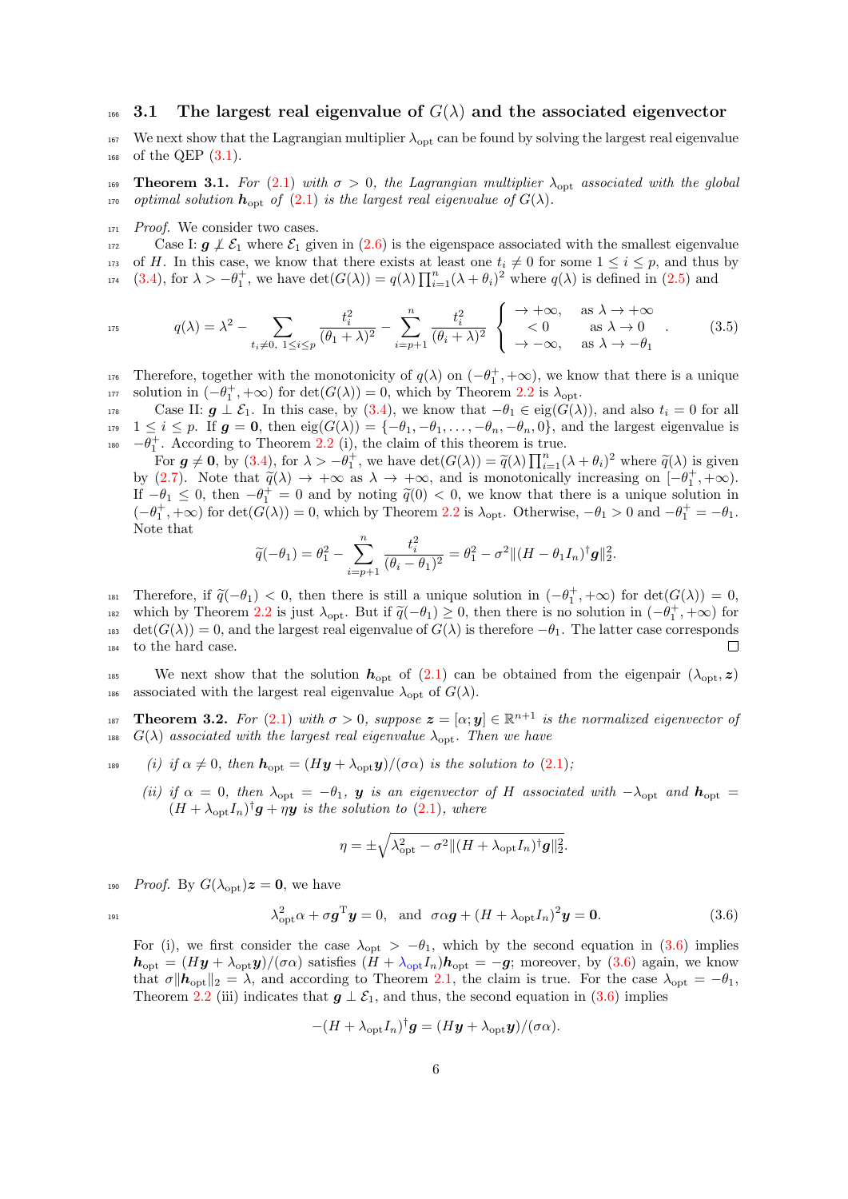### 3.1 The largest real eigenvalue of $G(\lambda)$ and the associated eigenvector

We next show that the Lagrangian multiplier $\lambda_{\rm opt}$ can be found by solving the largest real eigenvalue of the QEP (3.1).

**Theorem 3.1.** *For (2.1) with $\sigma > 0$, the Lagrangian multiplier $\lambda_{\rm opt}$ associated with the global optimal solution $\boldsymbol{h}_{\rm opt}$ of (2.1) is the largest real eigenvalue of $G(\lambda)$.*

*Proof.* We consider two cases.

Case I: $\boldsymbol{g} \not\perp \mathcal{E}_1$ where $\mathcal{E}_1$ given in (2.6) is the eigenspace associated with the smallest eigenvalue of $H$. In this case, we know that there exists at least one $t_i \neq 0$ for some $1 \le i \le p$, and thus by (3.4), for $\lambda > -\theta_1^+$, we have $\det(G(\lambda)) = q(\lambda)\prod_{i=1}^n(\lambda+\theta_i)^2$ where $q(\lambda)$ is defined in (2.5) and

$$q(\lambda) = \lambda^2 - \sum_{t_i\neq 0,\ 1\le i\le p} \frac{t_i^2}{(\theta_1+\lambda)^2} - \sum_{i=p+1}^{n}\frac{t_i^2}{(\theta_i+\lambda)^2} \begin{cases} \to +\infty, & \text{as } \lambda\to+\infty \\ <0 & \text{as } \lambda \to 0 \\ \to -\infty, & \text{as } \lambda \to -\theta_1 \end{cases}. \tag{3.5}$$

Therefore, together with the monotonicity of $q(\lambda)$ on $(-\theta_1^+, +\infty)$, we know that there is a unique solution in $(-\theta_1^+, +\infty)$ for $\det(G(\lambda)) = 0$, which by Theorem 2.2 is $\lambda_{\rm opt}$.

Case II: $\boldsymbol{g} \perp \mathcal{E}_1$. In this case, by (3.4), we know that $-\theta_1 \in \operatorname{eig}(G(\lambda))$, and also $t_i = 0$ for all $1 \le i \le p$. If $\boldsymbol{g} = \boldsymbol{0}$, then $\operatorname{eig}(G(\lambda)) = \{-\theta_1, -\theta_1, \dots, -\theta_n, -\theta_n, 0\}$, and the largest eigenvalue is $-\theta_1^+$. According to Theorem 2.2 (i), the claim of this theorem is true.

For $\boldsymbol{g} \neq \boldsymbol{0}$, by (3.4), for $\lambda > -\theta_1^+$, we have $\det(G(\lambda)) = \widetilde{q}(\lambda)\prod_{i=1}^n(\lambda+\theta_i)^2$ where $\widetilde{q}(\lambda)$ is given by (2.7). Note that $\widetilde{q}(\lambda) \to +\infty$ as $\lambda \to +\infty$, and is monotonically increasing on $[-\theta_1^+, +\infty)$. If $-\theta_1 \le 0$, then $-\theta_1^+ = 0$ and by noting $\widetilde{q}(0) < 0$, we know that there is a unique solution in $(-\theta_1^+, +\infty)$ for $\det(G(\lambda)) = 0$, which by Theorem 2.2 is $\lambda_{\rm opt}$. Otherwise, $-\theta_1 > 0$ and $-\theta_1^+ = -\theta_1$. Note that

$$\widetilde{q}(-\theta_1) = \theta_1^2 - \sum_{i=p+1}^{n}\frac{t_i^2}{(\theta_i-\theta_1)^2} = \theta_1^2 - \sigma^2\|(H-\theta_1 I_n)^\dagger \boldsymbol{g}\|_2^2.$$

Therefore, if $\widetilde{q}(-\theta_1) < 0$, then there is still a unique solution in $(-\theta_1^+, +\infty)$ for $\det(G(\lambda)) = 0$, which by Theorem 2.2 is just $\lambda_{\rm opt}$. But if $\widetilde{q}(-\theta_1) \ge 0$, then there is no solution in $(-\theta_1^+, +\infty)$ for $\det(G(\lambda)) = 0$, and the largest real eigenvalue of $G(\lambda)$ is therefore $-\theta_1$. The latter case corresponds to the hard case. $\square$

We next show that the solution $\boldsymbol{h}_{\rm opt}$ of (2.1) can be obtained from the eigenpair $(\lambda_{\rm opt}, \boldsymbol{z})$ associated with the largest real eigenvalue $\lambda_{\rm opt}$ of $G(\lambda)$.

**Theorem 3.2.** *For (2.1) with $\sigma > 0$, suppose $\boldsymbol{z} = [\alpha; \boldsymbol{y}] \in \mathbb{R}^{n+1}$ is the normalized eigenvector of $G(\lambda)$ associated with the largest real eigenvalue $\lambda_{\rm opt}$. Then we have*

*(i) if $\alpha \neq 0$, then $\boldsymbol{h}_{\rm opt} = (H\boldsymbol{y} + \lambda_{\rm opt}\boldsymbol{y})/(\sigma\alpha)$ is the solution to (2.1);*

*(ii) if $\alpha = 0$, then $\lambda_{\rm opt} = -\theta_1$, $\boldsymbol{y}$ is an eigenvector of $H$ associated with $-\lambda_{\rm opt}$ and $\boldsymbol{h}_{\rm opt} = (H+\lambda_{\rm opt}I_n)^\dagger\boldsymbol{g} + \eta\boldsymbol{y}$ is the solution to (2.1), where*

$$\eta = \pm\sqrt{\lambda_{\rm opt}^2 - \sigma^2\|(H+\lambda_{\rm opt}I_n)^\dagger\boldsymbol{g}\|_2^2}.$$

*Proof.* By $G(\lambda_{\rm opt})\boldsymbol{z} = \boldsymbol{0}$, we have

$$\lambda_{\rm opt}^2\alpha + \sigma\boldsymbol{g}^{\rm T}\boldsymbol{y} = 0, \quad \text{and} \quad \sigma\alpha\boldsymbol{g} + (H+\lambda_{\rm opt}I_n)^2\boldsymbol{y} = \boldsymbol{0}. \tag{3.6}$$

For (i), we first consider the case $\lambda_{\rm opt} > -\theta_1$, which by the second equation in (3.6) implies $\boldsymbol{h}_{\rm opt} = (H\boldsymbol{y} + \lambda_{\rm opt}\boldsymbol{y})/(\sigma\alpha)$ satisfies $(H+\lambda_{\rm opt}I_n)\boldsymbol{h}_{\rm opt} = -\boldsymbol{g}$; moreover, by (3.6) again, we know that $\sigma\|\boldsymbol{h}_{\rm opt}\|_2 = \lambda$, and according to Theorem 2.1, the claim is true. For the case $\lambda_{\rm opt} = -\theta_1$, Theorem 2.2 (iii) indicates that $\boldsymbol{g} \perp \mathcal{E}_1$, and thus, the second equation in (3.6) implies

$$-(H+\lambda_{\rm opt}I_n)^\dagger\boldsymbol{g} = (H\boldsymbol{y} + \lambda_{\rm opt}\boldsymbol{y})/(\sigma\alpha).$$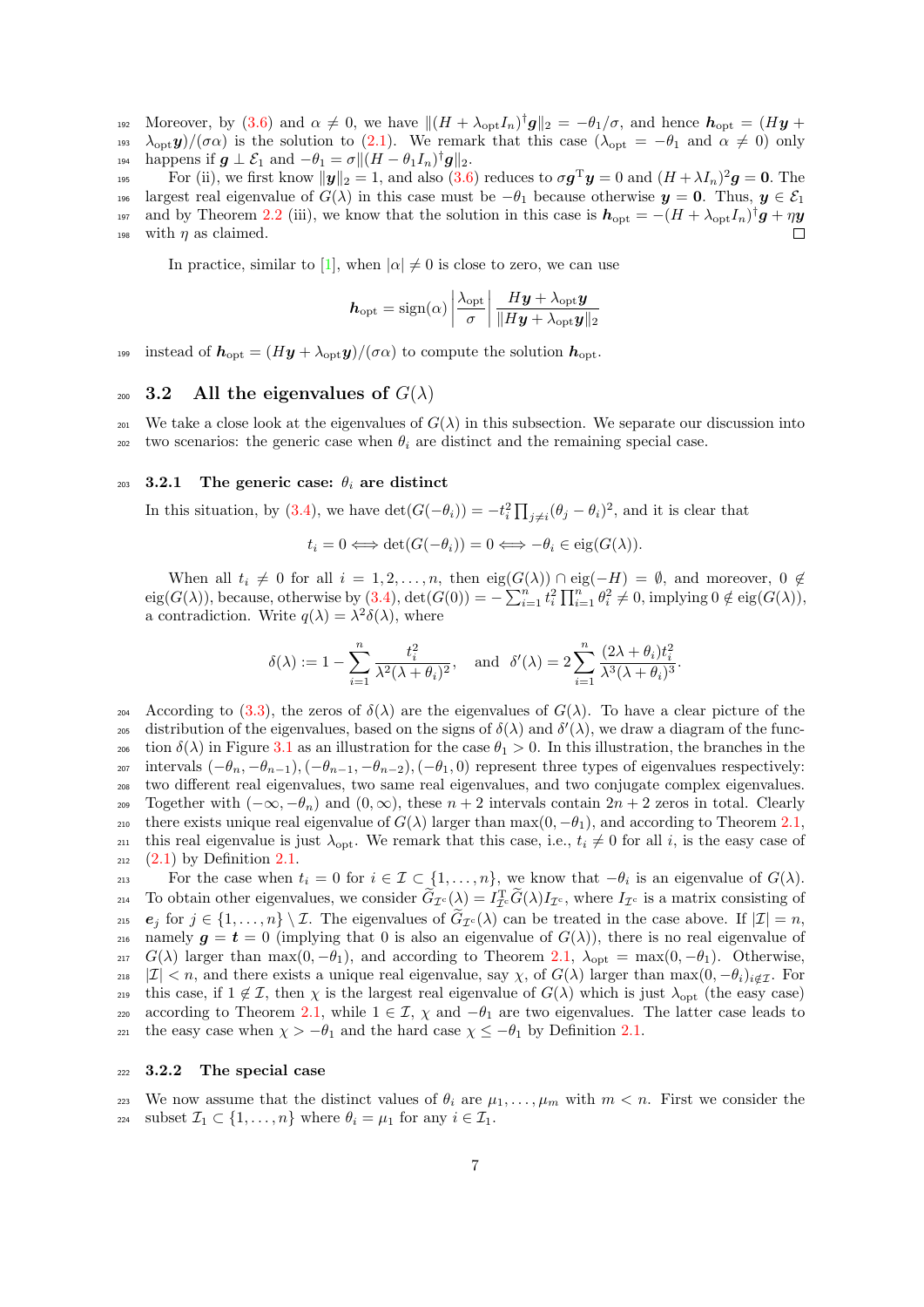Moreover, by (3.6) and $\alpha \neq 0$, we have $\|(H+\lambda_{\rm opt} I_n)^\dagger \boldsymbol{g}\|_2 = -\theta_1/\sigma$, and hence $\boldsymbol{h}_{\rm opt} = (H\boldsymbol{y} + \lambda_{\rm opt}\boldsymbol{y})/(\sigma\alpha)$ is the solution to (2.1). We remark that this case ($\lambda_{\rm opt} = -\theta_1$ and $\alpha \neq 0$) only happens if $\boldsymbol{g} \perp \mathcal{E}_1$ and $-\theta_1 = \sigma\|(H-\theta_1 I_n)^\dagger \boldsymbol{g}\|_2$.

For (ii), we first know $\|\boldsymbol{y}\|_2 = 1$, and also (3.6) reduces to $\sigma \boldsymbol{g}^{\rm T}\boldsymbol{y} = 0$ and $(H+\lambda I_n)^2\boldsymbol{g} = \boldsymbol{0}$. The largest real eigenvalue of $G(\lambda)$ in this case must be $-\theta_1$ because otherwise $\boldsymbol{y} = \boldsymbol{0}$. Thus, $\boldsymbol{y} \in \mathcal{E}_1$ and by Theorem 2.2 (iii), we know that the solution in this case is $\boldsymbol{h}_{\rm opt} = -(H+\lambda_{\rm opt} I_n)^\dagger \boldsymbol{g} + \eta\boldsymbol{y}$ with $\eta$ as claimed. □

In practice, similar to [1], when $|\alpha| \neq 0$ is close to zero, we can use

$$\boldsymbol{h}_{\rm opt} = {\rm sign}(\alpha)\left|\frac{\lambda_{\rm opt}}{\sigma}\right| \frac{H\boldsymbol{y} + \lambda_{\rm opt}\boldsymbol{y}}{\|H\boldsymbol{y} + \lambda_{\rm opt}\boldsymbol{y}\|_2}$$

instead of $\boldsymbol{h}_{\rm opt} = (H\boldsymbol{y} + \lambda_{\rm opt}\boldsymbol{y})/(\sigma\alpha)$ to compute the solution $\boldsymbol{h}_{\rm opt}$.

## 3.2 All the eigenvalues of $G(\lambda)$

We take a close look at the eigenvalues of $G(\lambda)$ in this subsection. We separate our discussion into two scenarios: the generic case when $\theta_i$ are distinct and the remaining special case.

### 3.2.1 The generic case: $\theta_i$ are distinct

In this situation, by (3.4), we have $\det(G(-\theta_i)) = -t_i^2 \prod_{j\neq i}(\theta_j - \theta_i)^2$, and it is clear that

$$t_i = 0 \Longleftrightarrow \det(G(-\theta_i)) = 0 \Longleftrightarrow -\theta_i \in {\rm eig}(G(\lambda)).$$

When all $t_i \neq 0$ for all $i = 1, 2, \ldots, n$, then ${\rm eig}(G(\lambda)) \cap {\rm eig}(-H) = \emptyset$, and moreover, $0 \notin {\rm eig}(G(\lambda))$, because, otherwise by (3.4), $\det(G(0)) = -\sum_{i=1}^n t_i^2 \prod_{i=1}^n \theta_i^2 \neq 0$, implying $0 \notin {\rm eig}(G(\lambda))$, a contradiction. Write $q(\lambda) = \lambda^2\delta(\lambda)$, where

$$\delta(\lambda) := 1 - \sum_{i=1}^n \frac{t_i^2}{\lambda^2(\lambda+\theta_i)^2}, \quad \text{and} \quad \delta'(\lambda) = 2\sum_{i=1}^n \frac{(2\lambda+\theta_i)t_i^2}{\lambda^3(\lambda+\theta_i)^3}.$$

According to (3.3), the zeros of $\delta(\lambda)$ are the eigenvalues of $G(\lambda)$. To have a clear picture of the distribution of the eigenvalues, based on the signs of $\delta(\lambda)$ and $\delta'(\lambda)$, we draw a diagram of the function $\delta(\lambda)$ in Figure 3.1 as an illustration for the case $\theta_1 > 0$. In this illustration, the branches in the intervals $(-\theta_n, -\theta_{n-1}), (-\theta_{n-1}, -\theta_{n-2}), (-\theta_1, 0)$ represent three types of eigenvalues respectively: two different real eigenvalues, two same real eigenvalues, and two conjugate complex eigenvalues. Together with $(-\infty, -\theta_n)$ and $(0, \infty)$, these $n+2$ intervals contain $2n+2$ zeros in total. Clearly there exists unique real eigenvalue of $G(\lambda)$ larger than $\max(0, -\theta_1)$, and according to Theorem 2.1, this real eigenvalue is just $\lambda_{\rm opt}$. We remark that this case, i.e., $t_i \neq 0$ for all $i$, is the easy case of (2.1) by Definition 2.1.

For the case when $t_i = 0$ for $i \in \mathcal{I} \subset \{1, \ldots, n\}$, we know that $-\theta_i$ is an eigenvalue of $G(\lambda)$. To obtain other eigenvalues, we consider $\widetilde{G}_{\mathcal{I}^c}(\lambda) = I_{\mathcal{I}^c}^{\rm T}\widetilde{G}(\lambda)I_{\mathcal{I}^c}$, where $I_{\mathcal{I}^c}$ is a matrix consisting of $\boldsymbol{e}_j$ for $j \in \{1, \ldots, n\} \setminus \mathcal{I}$. The eigenvalues of $\widetilde{G}_{\mathcal{I}^c}(\lambda)$ can be treated in the case above. If $|\mathcal{I}| = n$, namely $\boldsymbol{g} = \boldsymbol{t} = 0$ (implying that 0 is also an eigenvalue of $G(\lambda)$), there is no real eigenvalue of $G(\lambda)$ larger than $\max(0, -\theta_1)$, and according to Theorem 2.1, $\lambda_{\rm opt} = \max(0, -\theta_1)$. Otherwise, $|\mathcal{I}| < n$, and there exists a unique real eigenvalue, say $\chi$, of $G(\lambda)$ larger than $\max(0, -\theta_i)_{i \notin \mathcal{I}}$. For this case, if $1 \notin \mathcal{I}$, then $\chi$ is the largest real eigenvalue of $G(\lambda)$ which is just $\lambda_{\rm opt}$ (the easy case) according to Theorem 2.1, while $1 \in \mathcal{I}$, $\chi$ and $-\theta_1$ are two eigenvalues. The latter case leads to the easy case when $\chi > -\theta_1$ and the hard case $\chi \leq -\theta_1$ by Definition 2.1.

### 3.2.2 The special case

We now assume that the distinct values of $\theta_i$ are $\mu_1, \ldots, \mu_m$ with $m < n$. First we consider the subset $\mathcal{I}_1 \subset \{1, \ldots, n\}$ where $\theta_i = \mu_1$ for any $i \in \mathcal{I}_1$.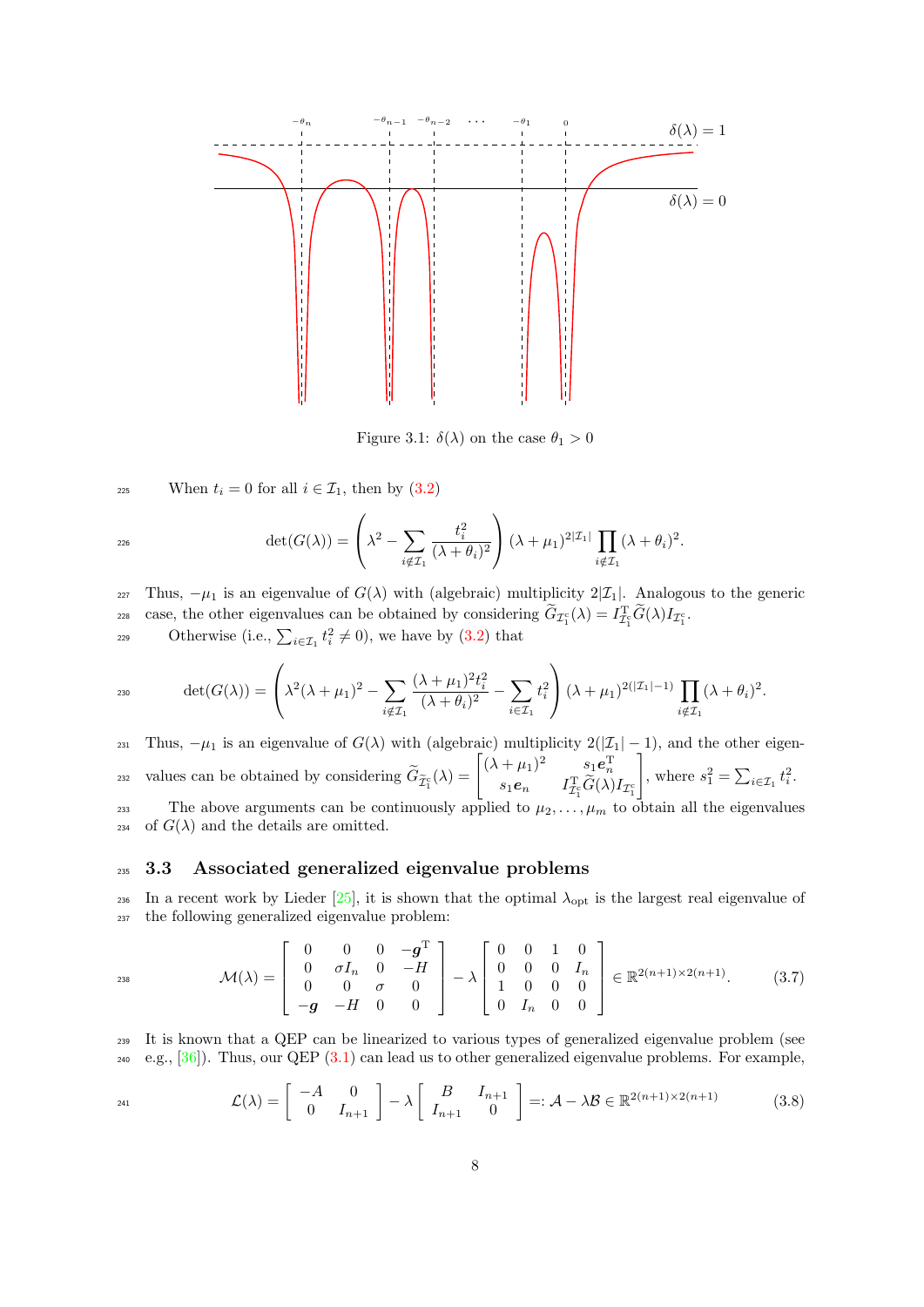Figure 3.1: $\delta(\lambda)$ on the case $\theta_1 > 0$

When $t_i = 0$ for all $i \in \mathcal{I}_1$, then by (3.2)

$$
\det(G(\lambda)) = \left( \lambda^2 - \sum_{i \notin \mathcal{I}_1} \frac{t_i^2}{(\lambda + \theta_i)^2} \right) (\lambda + \mu_1)^{2|\mathcal{I}_1|} \prod_{i \notin \mathcal{I}_1} (\lambda + \theta_i)^2.
$$

Thus, $-\mu_1$ is an eigenvalue of $G(\lambda)$ with (algebraic) multiplicity $2|\mathcal{I}_1|$. Analogous to the generic case, the other eigenvalues can be obtained by considering $\widetilde{G}_{\mathcal{I}_1^c}(\lambda) = I_{\mathcal{I}_1^c}^{\mathrm{T}} \widetilde{G}(\lambda) I_{\mathcal{I}_1^c}$.

Otherwise (i.e., $\sum_{i \in \mathcal{I}_1} t_i^2 \neq 0$), we have by (3.2) that

$$
\det(G(\lambda)) = \left( \lambda^2 (\lambda + \mu_1)^2 - \sum_{i \notin \mathcal{I}_1} \frac{(\lambda + \mu_1)^2 t_i^2}{(\lambda + \theta_i)^2} - \sum_{i \in \mathcal{I}_1} t_i^2 \right) (\lambda + \mu_1)^{2(|\mathcal{I}_1| - 1)} \prod_{i \notin \mathcal{I}_1} (\lambda + \theta_i)^2.
$$

Thus, $-\mu_1$ is an eigenvalue of $G(\lambda)$ with (algebraic) multiplicity $2(|\mathcal{I}_1| - 1)$, and the other eigenvalues can be obtained by considering $\widetilde{G}_{\widetilde{\mathcal{I}}_1^c}(\lambda) = \begin{bmatrix} (\lambda + \mu_1)^2 & s_1 \boldsymbol{e}_n^{\mathrm{T}} \\ s_1 \boldsymbol{e}_n & I_{\mathcal{I}_1^c}^{\mathrm{T}} \widetilde{G}(\lambda) I_{\mathcal{I}_1^c} \end{bmatrix}$, where $s_1^2 = \sum_{i \in \mathcal{I}_1} t_i^2$.

The above arguments can be continuously applied to $\mu_2, \ldots, \mu_m$ to obtain all the eigenvalues of $G(\lambda)$ and the details are omitted.

### 3.3 Associated generalized eigenvalue problems

In a recent work by Lieder [25], it is shown that the optimal $\lambda_{\mathrm{opt}}$ is the largest real eigenvalue of the following generalized eigenvalue problem:

$$
\mathcal{M}(\lambda) = \begin{bmatrix} 0 & 0 & 0 & -\boldsymbol{g}^{\mathrm{T}} \\ 0 & \sigma I_n & 0 & -H \\ 0 & 0 & \sigma & 0 \\ -\boldsymbol{g} & -H & 0 & 0 \end{bmatrix} - \lambda \begin{bmatrix} 0 & 0 & 1 & 0 \\ 0 & 0 & 0 & I_n \\ 1 & 0 & 0 & 0 \\ 0 & I_n & 0 & 0 \end{bmatrix} \in \mathbb{R}^{2(n+1) \times 2(n+1)}. \tag{3.7}
$$

It is known that a QEP can be linearized to various types of generalized eigenvalue problem (see e.g., [36]). Thus, our QEP (3.1) can lead us to other generalized eigenvalue problems. For example,

$$
\mathcal{L}(\lambda) = \begin{bmatrix} -A & 0 \\ 0 & I_{n+1} \end{bmatrix} - \lambda \begin{bmatrix} B & I_{n+1} \\ I_{n+1} & 0 \end{bmatrix} =: \mathcal{A} - \lambda \mathcal{B} \in \mathbb{R}^{2(n+1) \times 2(n+1)} \tag{3.8}
$$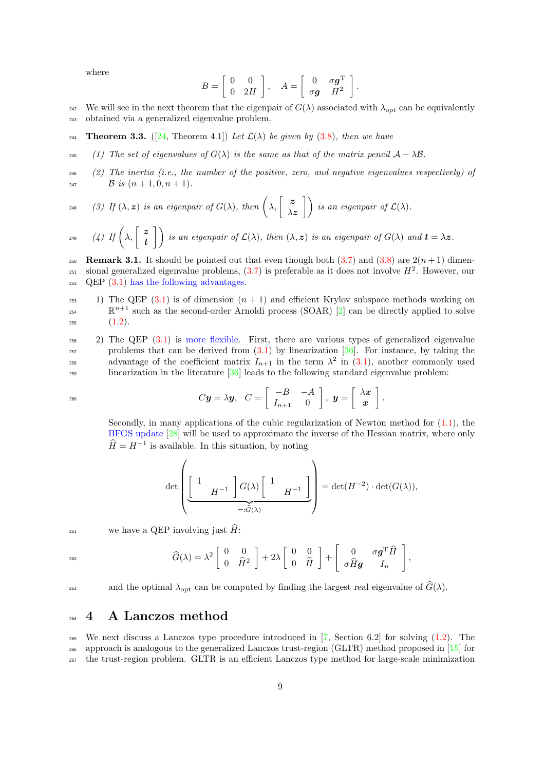where

$$
\mathcal{B} = \begin{bmatrix} 0 & 0 \\ 0 & 2H \end{bmatrix}, \quad \mathcal{A} = \begin{bmatrix} 0 & \sigma \boldsymbol{g}^{\mathrm{T}} \\ \sigma \boldsymbol{g} & H^2 \end{bmatrix}.
$$

We will see in the next theorem that the eigenpair of $G(\lambda)$ associated with $\lambda_{\text{opt}}$ can be equivalently obtained via a generalized eigenvalue problem.

**Theorem 3.3.** ([24, Theorem 4.1]) *Let $\mathcal{L}(\lambda)$ be given by (3.8), then we have*

*(1) The set of eigenvalues of $G(\lambda)$ is the same as that of the matrix pencil $\mathcal{A} - \lambda\mathcal{B}$.*

*(2) The inertia (i.e., the number of the positive, zero, and negative eigenvalues respectively) of $\mathcal{B}$ is $(n+1, 0, n+1)$.*

*(3) If $(\lambda, \boldsymbol{z})$ is an eigenpair of $G(\lambda)$, then $\left(\lambda, \begin{bmatrix} \boldsymbol{z} \\ \lambda \boldsymbol{z} \end{bmatrix}\right)$ is an eigenpair of $\mathcal{L}(\lambda)$.*

*(4) If $\left(\lambda, \begin{bmatrix} \boldsymbol{z} \\ \boldsymbol{t} \end{bmatrix}\right)$ is an eigenpair of $\mathcal{L}(\lambda)$, then $(\lambda, \boldsymbol{z})$ is an eigenpair of $G(\lambda)$ and $\boldsymbol{t} = \lambda \boldsymbol{z}$.*

**Remark 3.1.** It should be pointed out that even though both (3.7) and (3.8) are $2(n+1)$ dimensional generalized eigenvalue problems, (3.7) is preferable as it does not involve $H^2$. However, our QEP (3.1) has the following advantages.

1) The QEP (3.1) is of dimension $(n+1)$ and efficient Krylov subspace methods working on $\mathbb{R}^{n+1}$ such as the second-order Arnoldi process (SOAR) [2] can be directly applied to solve (1.2).

2) The QEP (3.1) is more flexible. First, there are various types of generalized eigenvalue problems that can be derived from (3.1) by linearization [36]. For instance, by taking the advantage of the coefficient matrix $I_{n+1}$ in the term $\lambda^2$ in (3.1), another commonly used linearization in the literature [36] leads to the following standard eigenvalue problem:

$$
C\boldsymbol{y} = \lambda \boldsymbol{y}, \quad C = \begin{bmatrix} -B & -A \\ I_{n+1} & 0 \end{bmatrix}, \ \boldsymbol{y} = \begin{bmatrix} \lambda \boldsymbol{x} \\ \boldsymbol{x} \end{bmatrix}.
$$

Secondly, in many applications of the cubic regularization of Newton method for (1.1), the BFGS update [28] will be used to approximate the inverse of the Hessian matrix, where only $\widehat{H} = H^{-1}$ is available. In this situation, by noting

$$
\det\left( \underbrace{\begin{bmatrix} 1 & \\ & H^{-1} \end{bmatrix} G(\lambda) \begin{bmatrix} 1 & \\ & H^{-1} \end{bmatrix}}_{=:\widehat{G}(\lambda)} \right) = \det(H^{-2}) \cdot \det(G(\lambda)),
$$

we have a QEP involving just $\widehat{H}$:

$$
\widehat{G}(\lambda) = \lambda^2 \begin{bmatrix} 0 & 0 \\ 0 & \widehat{H}^2 \end{bmatrix} + 2\lambda \begin{bmatrix} 0 & 0 \\ 0 & \widehat{H} \end{bmatrix} + \begin{bmatrix} 0 & \sigma \boldsymbol{g}^{\mathrm{T}} \widehat{H} \\ \sigma \widehat{H} \boldsymbol{g} & I_n \end{bmatrix},
$$

and the optimal $\lambda_{\text{opt}}$ can be computed by finding the largest real eigenvalue of $\widehat{G}(\lambda)$.

# 4 A Lanczos method

We next discuss a Lanczos type procedure introduced in [7, Section 6.2] for solving (1.2). The approach is analogous to the generalized Lanczos trust-region (GLTR) method proposed in [15] for the trust-region problem. GLTR is an efficient Lanczos type method for large-scale minimization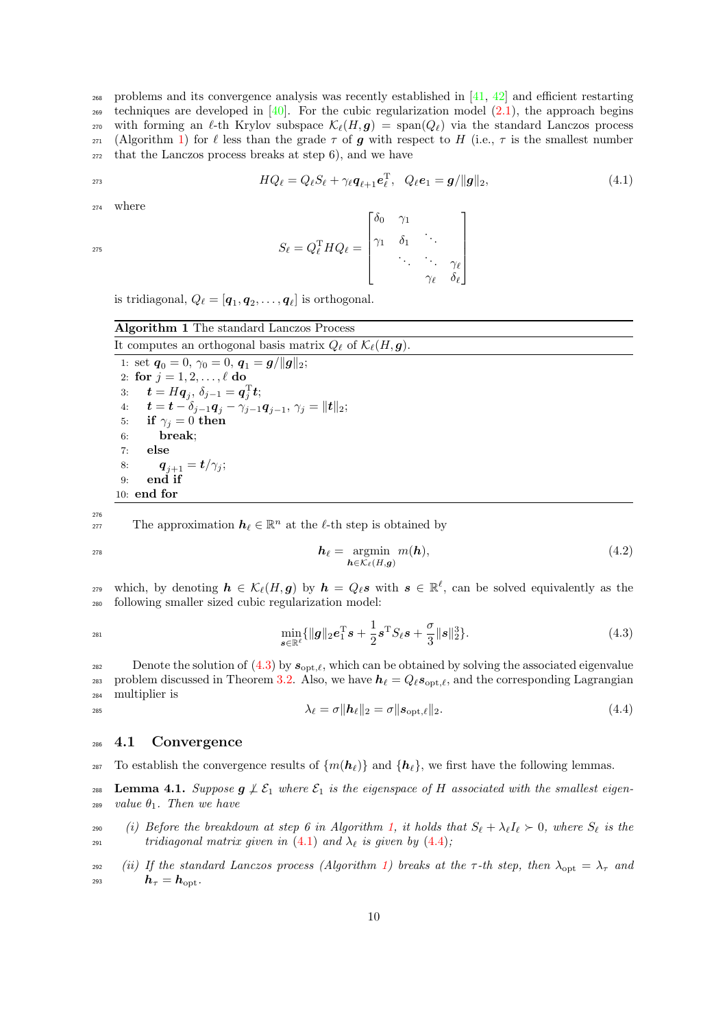problems and its convergence analysis was recently established in [41, 42] and efficient restarting techniques are developed in [40]. For the cubic regularization model (2.1), the approach begins with forming an $\ell$-th Krylov subspace $\mathcal{K}_\ell(H, \boldsymbol{g}) = \operatorname{span}(Q_\ell)$ via the standard Lanczos process (Algorithm 1) for $\ell$ less than the grade $\tau$ of $\boldsymbol{g}$ with respect to $H$ (i.e., $\tau$ is the smallest number that the Lanczos process breaks at step 6), and we have

$$HQ_\ell = Q_\ell S_\ell + \gamma_\ell \boldsymbol{q}_{\ell+1}\boldsymbol{e}_\ell^{\mathrm{T}}, \quad Q_\ell \boldsymbol{e}_1 = \boldsymbol{g}/\|\boldsymbol{g}\|_2, \tag{4.1}$$

where

$$S_\ell = Q_\ell^{\mathrm{T}} H Q_\ell = \begin{bmatrix} \delta_0 & \gamma_1 & & \\ \gamma_1 & \delta_1 & \ddots & \\ & \ddots & \ddots & \gamma_\ell \\ & & \gamma_\ell & \delta_\ell \end{bmatrix}$$

is tridiagonal, $Q_\ell = [\boldsymbol{q}_1, \boldsymbol{q}_2, \ldots, \boldsymbol{q}_\ell]$ is orthogonal.

**Algorithm 1** The standard Lanczos Process

It computes an orthogonal basis matrix $Q_\ell$ of $\mathcal{K}_\ell(H, \boldsymbol{g})$.

```
1: set q_0 = 0, γ_0 = 0, q_1 = g/‖g‖_2;
2: for j = 1, 2, ..., ℓ do
3:    t = H q_j, δ_{j-1} = q_j^T t;
4:    t = t − δ_{j-1} q_j − γ_{j-1} q_{j-1}, γ_j = ‖t‖_2;
5:    if γ_j = 0 then
6:       break;
7:    else
8:       q_{j+1} = t/γ_j;
9:    end if
10: end for
```

The approximation $\boldsymbol{h}_\ell \in \mathbb{R}^n$ at the $\ell$-th step is obtained by

$$\boldsymbol{h}_\ell = \operatorname*{argmin}_{\boldsymbol{h} \in \mathcal{K}_\ell(H, \boldsymbol{g})} m(\boldsymbol{h}), \tag{4.2}$$

which, by denoting $\boldsymbol{h} \in \mathcal{K}_\ell(H, \boldsymbol{g})$ by $\boldsymbol{h} = Q_\ell \boldsymbol{s}$ with $\boldsymbol{s} \in \mathbb{R}^\ell$, can be solved equivalently as the following smaller sized cubic regularization model:

$$\min_{\boldsymbol{s} \in \mathbb{R}^\ell} \{\|\boldsymbol{g}\|_2 \boldsymbol{e}_1^{\mathrm{T}} \boldsymbol{s} + \frac{1}{2} \boldsymbol{s}^{\mathrm{T}} S_\ell \boldsymbol{s} + \frac{\sigma}{3} \|\boldsymbol{s}\|_2^3\}. \tag{4.3}$$

Denote the solution of (4.3) by $\boldsymbol{s}_{\mathrm{opt},\ell}$, which can be obtained by solving the associated eigenvalue problem discussed in Theorem 3.2. Also, we have $\boldsymbol{h}_\ell = Q_\ell \boldsymbol{s}_{\mathrm{opt},\ell}$, and the corresponding Lagrangian multiplier is

$$\lambda_\ell = \sigma \|\boldsymbol{h}_\ell\|_2 = \sigma \|\boldsymbol{s}_{\mathrm{opt},\ell}\|_2. \tag{4.4}$$

## 4.1 Convergence

To establish the convergence results of $\{m(\boldsymbol{h}_\ell)\}$ and $\{\boldsymbol{h}_\ell\}$, we first have the following lemmas.

**Lemma 4.1.** *Suppose $\boldsymbol{g} \not\perp \mathcal{E}_1$ where $\mathcal{E}_1$ is the eigenspace of $H$ associated with the smallest eigenvalue $\theta_1$. Then we have*

*(i) Before the breakdown at step 6 in Algorithm 1, it holds that $S_\ell + \lambda_\ell I_\ell \succ 0$, where $S_\ell$ is the tridiagonal matrix given in (4.1) and $\lambda_\ell$ is given by (4.4);*

*(ii) If the standard Lanczos process (Algorithm 1) breaks at the $\tau$-th step, then $\lambda_{\mathrm{opt}} = \lambda_\tau$ and $\boldsymbol{h}_\tau = \boldsymbol{h}_{\mathrm{opt}}$.*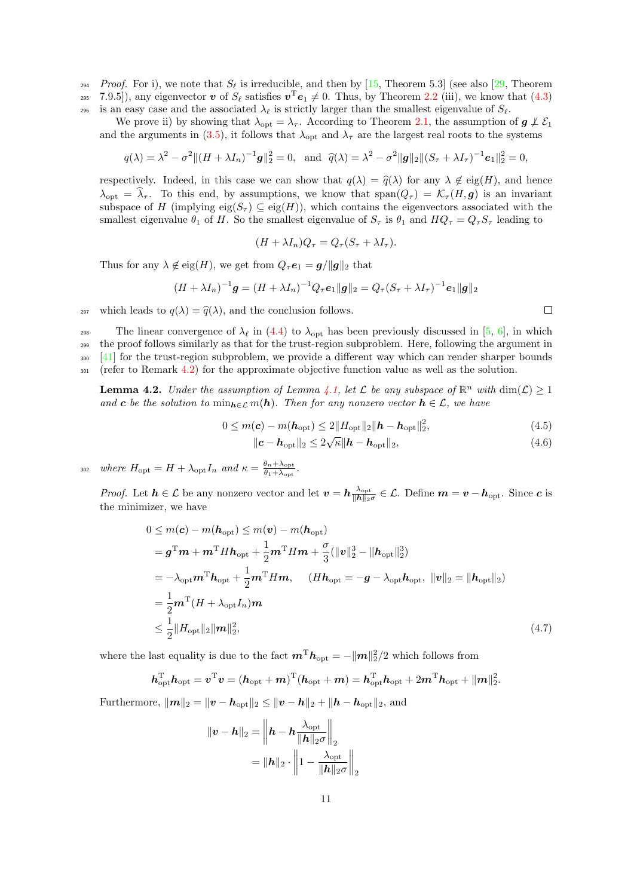*Proof.* For i), we note that $S_\ell$ is irreducible, and then by [15, Theorem 5.3] (see also [29, Theorem 7.9.5]), any eigenvector $\boldsymbol{v}$ of $S_\ell$ satisfies $\boldsymbol{v}^{\mathrm{T}}\boldsymbol{e}_1 \neq 0$. Thus, by Theorem 2.2 (iii), we know that (4.3) is an easy case and the associated $\lambda_\ell$ is strictly larger than the smallest eigenvalue of $S_\ell$.

We prove ii) by showing that $\lambda_{\mathrm{opt}} = \lambda_\tau$. According to Theorem 2.1, the assumption of $\boldsymbol{g} \not\perp \mathcal{E}_1$ and the arguments in (3.5), it follows that $\lambda_{\mathrm{opt}}$ and $\lambda_\tau$ are the largest real roots to the systems

$$
q(\lambda) = \lambda^2 - \sigma^2 \|(H + \lambda I_n)^{-1}\boldsymbol{g}\|_2^2 = 0, \quad \text{and} \quad \widehat{q}(\lambda) = \lambda^2 - \sigma^2\|\boldsymbol{g}\|_2 \|(S_\tau + \lambda I_\tau)^{-1}\boldsymbol{e}_1\|_2^2 = 0,
$$

respectively. Indeed, in this case we can show that $q(\lambda) = \widehat{q}(\lambda)$ for any $\lambda \notin \mathrm{eig}(H)$, and hence $\lambda_{\mathrm{opt}} = \widehat{\lambda}_\tau$. To this end, by assumptions, we know that $\mathrm{span}(Q_\tau) = \mathcal{K}_\tau(H, \boldsymbol{g})$ is an invariant subspace of $H$ (implying $\mathrm{eig}(S_\tau) \subseteq \mathrm{eig}(H)$), which contains the eigenvectors associated with the smallest eigenvalue $\theta_1$ of $H$. So the smallest eigenvalue of $S_\tau$ is $\theta_1$ and $HQ_\tau = Q_\tau S_\tau$ leading to

$$
(H + \lambda I_n)Q_\tau = Q_\tau(S_\tau + \lambda I_\tau).
$$

Thus for any $\lambda \notin \mathrm{eig}(H)$, we get from $Q_\tau \boldsymbol{e}_1 = \boldsymbol{g}/\|\boldsymbol{g}\|_2$ that

$$
(H + \lambda I_n)^{-1}\boldsymbol{g} = (H + \lambda I_n)^{-1} Q_\tau \boldsymbol{e}_1 \|\boldsymbol{g}\|_2 = Q_\tau (S_\tau + \lambda I_\tau)^{-1}\boldsymbol{e}_1 \|\boldsymbol{g}\|_2
$$

which leads to $q(\lambda) = \widehat{q}(\lambda)$, and the conclusion follows. $\square$

The linear convergence of $\lambda_\ell$ in (4.4) to $\lambda_{\mathrm{opt}}$ has been previously discussed in [5, 6], in which the proof follows similarly as that for the trust-region subproblem. Here, following the argument in [41] for the trust-region subproblem, we provide a different way which can render sharper bounds (refer to Remark 4.2) for the approximate objective function value as well as the solution.

**Lemma 4.2.** *Under the assumption of Lemma 4.1, let $\mathcal{L}$ be any subspace of $\mathbb{R}^n$ with $\dim(\mathcal{L}) \geq 1$ and $\boldsymbol{c}$ be the solution to $\min_{\boldsymbol{h}\in\mathcal{L}} m(\boldsymbol{h})$. Then for any nonzero vector $\boldsymbol{h} \in \mathcal{L}$, we have*

$$
0 \leq m(\boldsymbol{c}) - m(\boldsymbol{h}_{\mathrm{opt}}) \leq 2\|H_{\mathrm{opt}}\|_2 \|\boldsymbol{h} - \boldsymbol{h}_{\mathrm{opt}}\|_2^2, \tag{4.5}
$$

$$
\|\boldsymbol{c} - \boldsymbol{h}_{\mathrm{opt}}\|_2 \leq 2\sqrt{\kappa}\|\boldsymbol{h} - \boldsymbol{h}_{\mathrm{opt}}\|_2, \tag{4.6}
$$

*where $H_{\mathrm{opt}} = H + \lambda_{\mathrm{opt}} I_n$ and $\kappa = \frac{\theta_n + \lambda_{\mathrm{opt}}}{\theta_1 + \lambda_{\mathrm{opt}}}$.*

*Proof.* Let $\boldsymbol{h} \in \mathcal{L}$ be any nonzero vector and let $\boldsymbol{v} = \boldsymbol{h}\frac{\lambda_{\mathrm{opt}}}{\|\boldsymbol{h}\|_2 \sigma} \in \mathcal{L}$. Define $\boldsymbol{m} = \boldsymbol{v} - \boldsymbol{h}_{\mathrm{opt}}$. Since $\boldsymbol{c}$ is the minimizer, we have

$$
\begin{aligned}
0 \leq m(\boldsymbol{c}) - m(\boldsymbol{h}_{\mathrm{opt}}) &\leq m(\boldsymbol{v}) - m(\boldsymbol{h}_{\mathrm{opt}}) \\
&= \boldsymbol{g}^{\mathrm{T}}\boldsymbol{m} + \boldsymbol{m}^{\mathrm{T}} H \boldsymbol{h}_{\mathrm{opt}} + \frac{1}{2}\boldsymbol{m}^{\mathrm{T}} H \boldsymbol{m} + \frac{\sigma}{3}(\|\boldsymbol{v}\|_2^3 - \|\boldsymbol{h}_{\mathrm{opt}}\|_2^3) \\
&= -\lambda_{\mathrm{opt}} \boldsymbol{m}^{\mathrm{T}} \boldsymbol{h}_{\mathrm{opt}} + \frac{1}{2}\boldsymbol{m}^{\mathrm{T}} H \boldsymbol{m}, \quad (H\boldsymbol{h}_{\mathrm{opt}} = -\boldsymbol{g} - \lambda_{\mathrm{opt}}\boldsymbol{h}_{\mathrm{opt}}, \ \|\boldsymbol{v}\|_2 = \|\boldsymbol{h}_{\mathrm{opt}}\|_2) \\
&= \frac{1}{2}\boldsymbol{m}^{\mathrm{T}}(H + \lambda_{\mathrm{opt}} I_n)\boldsymbol{m} \\
&\leq \frac{1}{2}\|H_{\mathrm{opt}}\|_2 \|\boldsymbol{m}\|_2^2,
\end{aligned} \tag{4.7}
$$

where the last equality is due to the fact $\boldsymbol{m}^{\mathrm{T}}\boldsymbol{h}_{\mathrm{opt}} = -\|\boldsymbol{m}\|_2^2/2$ which follows from

$$
\boldsymbol{h}_{\mathrm{opt}}^{\mathrm{T}}\boldsymbol{h}_{\mathrm{opt}} = \boldsymbol{v}^{\mathrm{T}}\boldsymbol{v} = (\boldsymbol{h}_{\mathrm{opt}} + \boldsymbol{m})^{\mathrm{T}}(\boldsymbol{h}_{\mathrm{opt}} + \boldsymbol{m}) = \boldsymbol{h}_{\mathrm{opt}}^{\mathrm{T}}\boldsymbol{h}_{\mathrm{opt}} + 2\boldsymbol{m}^{\mathrm{T}}\boldsymbol{h}_{\mathrm{opt}} + \|\boldsymbol{m}\|_2^2.
$$

Furthermore, $\|\boldsymbol{m}\|_2 = \|\boldsymbol{v} - \boldsymbol{h}_{\mathrm{opt}}\|_2 \leq \|\boldsymbol{v} - \boldsymbol{h}\|_2 + \|\boldsymbol{h} - \boldsymbol{h}_{\mathrm{opt}}\|_2$, and

$$
\begin{aligned}
\|\boldsymbol{v} - \boldsymbol{h}\|_2 &= \left\|\boldsymbol{h} - \boldsymbol{h}\frac{\lambda_{\mathrm{opt}}}{\|\boldsymbol{h}\|_2 \sigma}\right\|_2 \\
&= \|\boldsymbol{h}\|_2 \cdot \left\|1 - \frac{\lambda_{\mathrm{opt}}}{\|\boldsymbol{h}\|_2 \sigma}\right\|_2
\end{aligned}
$$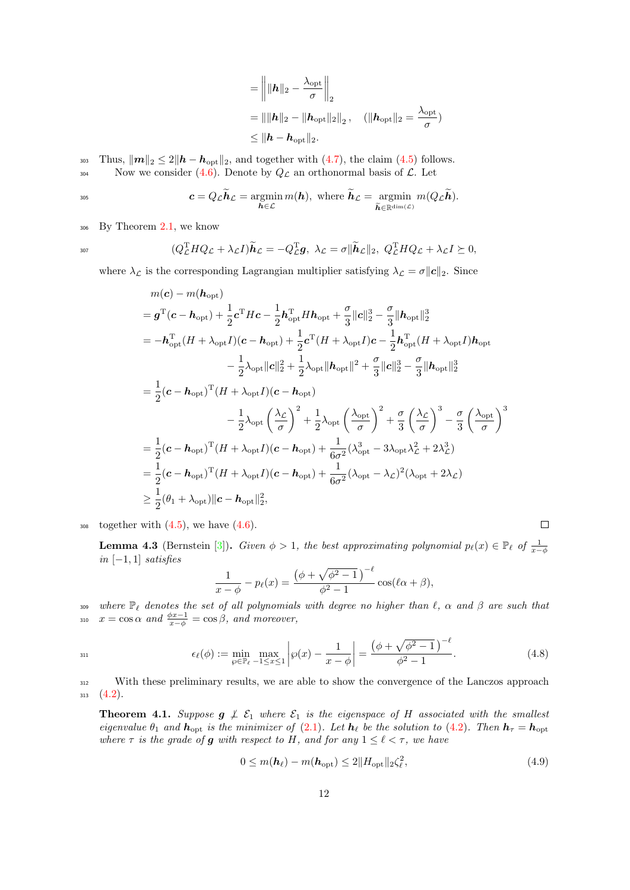$$
\begin{aligned}
&= \left\| \|\boldsymbol{h}\|_2 - \frac{\lambda_{\rm opt}}{\sigma} \right\|_2 \\
&= \big\| \|\boldsymbol{h}\|_2 - \|\boldsymbol{h}_{\rm opt}\|_2 \big\|_2, \quad (\|\boldsymbol{h}_{\rm opt}\|_2 = \frac{\lambda_{\rm opt}}{\sigma}) \\
&\le \|\boldsymbol{h} - \boldsymbol{h}_{\rm opt}\|_2.
\end{aligned}
$$

Thus, $\|\boldsymbol{m}\|_2 \le 2\|\boldsymbol{h} - \boldsymbol{h}_{\rm opt}\|_2$, and together with (4.7), the claim (4.5) follows.

Now we consider (4.6). Denote by $Q_{\mathcal{L}}$ an orthonormal basis of $\mathcal{L}$. Let

$$
\boldsymbol{c} = Q_{\mathcal{L}}\widetilde{\boldsymbol{h}}_{\mathcal{L}} = \operatorname*{argmin}_{\boldsymbol{h}\in\mathcal{L}} m(\boldsymbol{h}), \text{ where } \widetilde{\boldsymbol{h}}_{\mathcal{L}} = \operatorname*{argmin}_{\widetilde{\boldsymbol{h}}\in\mathbb{R}^{\dim(\mathcal{L})}} m(Q_{\mathcal{L}}\widetilde{\boldsymbol{h}}).
$$

By Theorem 2.1, we know

$$
(Q_{\mathcal{L}}^{\rm T} H Q_{\mathcal{L}} + \lambda_{\mathcal{L}} I)\widetilde{\boldsymbol{h}}_{\mathcal{L}} = -Q_{\mathcal{L}}^{\rm T}\boldsymbol{g},\ \lambda_{\mathcal{L}} = \sigma\|\widetilde{\boldsymbol{h}}_{\mathcal{L}}\|_2,\ Q_{\mathcal{L}}^{\rm T} H Q_{\mathcal{L}} + \lambda_{\mathcal{L}} I \succeq 0,
$$

where $\lambda_{\mathcal{L}}$ is the corresponding Lagrangian multiplier satisfying $\lambda_{\mathcal{L}} = \sigma\|\boldsymbol{c}\|_2$. Since

$$
\begin{aligned}
& m(\boldsymbol{c}) - m(\boldsymbol{h}_{\rm opt}) \\
&= \boldsymbol{g}^{\rm T}(\boldsymbol{c} - \boldsymbol{h}_{\rm opt}) + \frac{1}{2}\boldsymbol{c}^{\rm T} H \boldsymbol{c} - \frac{1}{2}\boldsymbol{h}_{\rm opt}^{\rm T} H \boldsymbol{h}_{\rm opt} + \frac{\sigma}{3}\|\boldsymbol{c}\|_2^3 - \frac{\sigma}{3}\|\boldsymbol{h}_{\rm opt}\|_2^3 \\
&= -\boldsymbol{h}_{\rm opt}^{\rm T}(H + \lambda_{\rm opt} I)(\boldsymbol{c} - \boldsymbol{h}_{\rm opt}) + \frac{1}{2}\boldsymbol{c}^{\rm T}(H + \lambda_{\rm opt} I)\boldsymbol{c} - \frac{1}{2}\boldsymbol{h}_{\rm opt}^{\rm T}(H + \lambda_{\rm opt} I)\boldsymbol{h}_{\rm opt} \\
&\qquad\qquad - \frac{1}{2}\lambda_{\rm opt}\|\boldsymbol{c}\|_2^2 + \frac{1}{2}\lambda_{\rm opt}\|\boldsymbol{h}_{\rm opt}\|^2 + \frac{\sigma}{3}\|\boldsymbol{c}\|_2^3 - \frac{\sigma}{3}\|\boldsymbol{h}_{\rm opt}\|_2^3 \\
&= \frac{1}{2}(\boldsymbol{c} - \boldsymbol{h}_{\rm opt})^{\rm T}(H + \lambda_{\rm opt} I)(\boldsymbol{c} - \boldsymbol{h}_{\rm opt}) \\
&\qquad\qquad - \frac{1}{2}\lambda_{\rm opt}\left(\frac{\lambda_{\mathcal{L}}}{\sigma}\right)^2 + \frac{1}{2}\lambda_{\rm opt}\left(\frac{\lambda_{\rm opt}}{\sigma}\right)^2 + \frac{\sigma}{3}\left(\frac{\lambda_{\mathcal{L}}}{\sigma}\right)^3 - \frac{\sigma}{3}\left(\frac{\lambda_{\rm opt}}{\sigma}\right)^3 \\
&= \frac{1}{2}(\boldsymbol{c} - \boldsymbol{h}_{\rm opt})^{\rm T}(H + \lambda_{\rm opt} I)(\boldsymbol{c} - \boldsymbol{h}_{\rm opt}) + \frac{1}{6\sigma^2}(\lambda_{\rm opt}^3 - 3\lambda_{\rm opt}\lambda_{\mathcal{L}}^2 + 2\lambda_{\mathcal{L}}^3) \\
&= \frac{1}{2}(\boldsymbol{c} - \boldsymbol{h}_{\rm opt})^{\rm T}(H + \lambda_{\rm opt} I)(\boldsymbol{c} - \boldsymbol{h}_{\rm opt}) + \frac{1}{6\sigma^2}(\lambda_{\rm opt} - \lambda_{\mathcal{L}})^2(\lambda_{\rm opt} + 2\lambda_{\mathcal{L}}) \\
&\ge \frac{1}{2}(\theta_1 + \lambda_{\rm opt})\|\boldsymbol{c} - \boldsymbol{h}_{\rm opt}\|_2^2,
\end{aligned}
$$

together with (4.5), we have (4.6). □

**Lemma 4.3** (Bernstein [3])**.** *Given $\phi > 1$, the best approximating polynomial $p_\ell(x) \in \mathbb{P}_\ell$ of $\frac{1}{x-\phi}$ in $[-1,1]$ satisfies*

$$
\frac{1}{x-\phi} - p_\ell(x) = \frac{\left(\phi + \sqrt{\phi^2 - 1}\right)^{-\ell}}{\phi^2 - 1}\cos(\ell\alpha + \beta),
$$

*where $\mathbb{P}_\ell$ denotes the set of all polynomials with degree no higher than $\ell$, $\alpha$ and $\beta$ are such that $x = \cos\alpha$ and $\frac{\phi x - 1}{x - \phi} = \cos\beta$, and moreover,*

$$
\epsilon_\ell(\phi) := \min_{\wp\in\mathbb{P}_\ell}\max_{-1\le x\le 1}\left|\wp(x) - \frac{1}{x-\phi}\right| = \frac{\left(\phi + \sqrt{\phi^2 - 1}\right)^{-\ell}}{\phi^2 - 1}. \tag{4.8}
$$

With these preliminary results, we are able to show the convergence of the Lanczos approach (4.2).

**Theorem 4.1.** *Suppose $\boldsymbol{g} \not\perp \mathcal{E}_1$ where $\mathcal{E}_1$ is the eigenspace of $H$ associated with the smallest eigenvalue $\theta_1$ and $\boldsymbol{h}_{\rm opt}$ is the minimizer of (2.1). Let $\boldsymbol{h}_\ell$ be the solution to (4.2). Then $\boldsymbol{h}_\tau = \boldsymbol{h}_{\rm opt}$ where $\tau$ is the grade of $\boldsymbol{g}$ with respect to $H$, and for any $1 \le \ell < \tau$, we have*

$$
0 \le m(\boldsymbol{h}_\ell) - m(\boldsymbol{h}_{\rm opt}) \le 2\|H_{\rm opt}\|_2\zeta_\ell^2, \tag{4.9}
$$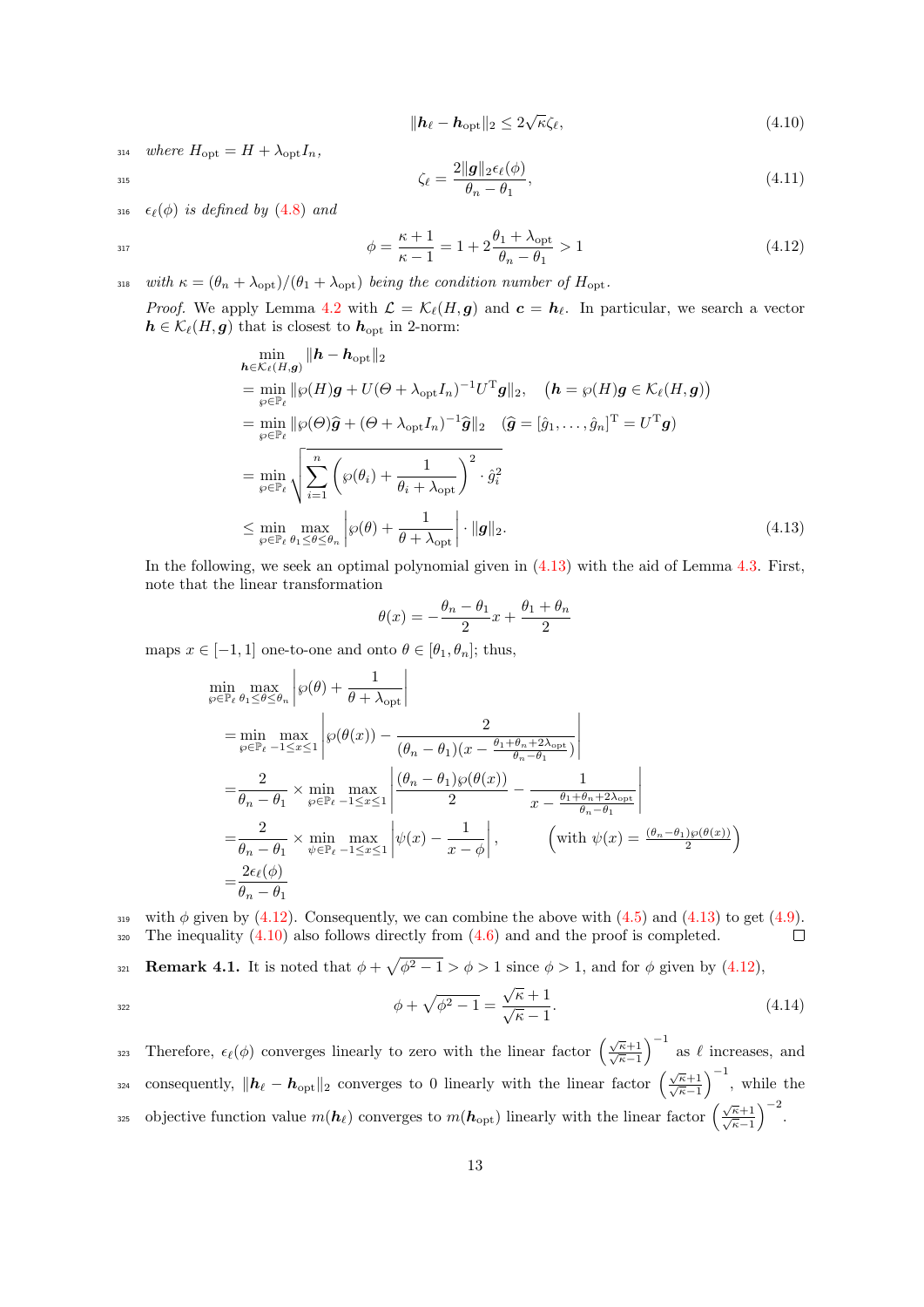$$\|\boldsymbol{h}_\ell - \boldsymbol{h}_{\rm opt}\|_2 \le 2\sqrt{\kappa}\zeta_\ell, \tag{4.10}$$

*where* $H_{\rm opt} = H + \lambda_{\rm opt} I_n$,

$$\zeta_\ell = \frac{2\|\boldsymbol{g}\|_2 \epsilon_\ell(\phi)}{\theta_n - \theta_1}, \tag{4.11}$$

$\epsilon_\ell(\phi)$ *is defined by* (4.8) *and*

$$\phi = \frac{\kappa+1}{\kappa-1} = 1 + 2\frac{\theta_1 + \lambda_{\rm opt}}{\theta_n - \theta_1} > 1 \tag{4.12}$$

*with* $\kappa = (\theta_n + \lambda_{\rm opt})/(\theta_1 + \lambda_{\rm opt})$ *being the condition number of* $H_{\rm opt}$.

*Proof.* We apply Lemma 4.2 with $\mathcal{L} = \mathcal{K}_\ell(H, \boldsymbol{g})$ and $\boldsymbol{c} = \boldsymbol{h}_\ell$. In particular, we search a vector $\boldsymbol{h} \in \mathcal{K}_\ell(H, \boldsymbol{g})$ that is closest to $\boldsymbol{h}_{\rm opt}$ in 2-norm:

$$\begin{aligned}
&\min_{\boldsymbol{h}\in\mathcal{K}_\ell(H,\boldsymbol{g})} \|\boldsymbol{h} - \boldsymbol{h}_{\rm opt}\|_2 \\
&= \min_{\wp\in\mathbb{P}_\ell} \|\wp(H)\boldsymbol{g} + U(\Theta + \lambda_{\rm opt} I_n)^{-1} U^{\rm T}\boldsymbol{g}\|_2, \quad \big(\boldsymbol{h} = \wp(H)\boldsymbol{g} \in \mathcal{K}_\ell(H,\boldsymbol{g})\big) \\
&= \min_{\wp\in\mathbb{P}_\ell} \|\wp(\Theta)\widehat{\boldsymbol{g}} + (\Theta + \lambda_{\rm opt} I_n)^{-1}\widehat{\boldsymbol{g}}\|_2 \quad (\widehat{\boldsymbol{g}} = [\hat{g}_1, \ldots, \hat{g}_n]^{\rm T} = U^{\rm T}\boldsymbol{g}) \\
&= \min_{\wp\in\mathbb{P}_\ell} \sqrt{\sum_{i=1}^n \left(\wp(\theta_i) + \frac{1}{\theta_i + \lambda_{\rm opt}}\right)^2 \cdot \hat{g}_i^2} \\
&\le \min_{\wp\in\mathbb{P}_\ell} \max_{\theta_1\le\theta\le\theta_n} \left|\wp(\theta) + \frac{1}{\theta + \lambda_{\rm opt}}\right| \cdot \|\boldsymbol{g}\|_2.
\end{aligned} \tag{4.13}$$

In the following, we seek an optimal polynomial given in (4.13) with the aid of Lemma 4.3. First, note that the linear transformation

$$\theta(x) = -\frac{\theta_n - \theta_1}{2}x + \frac{\theta_1 + \theta_n}{2}$$

maps $x \in [-1, 1]$ one-to-one and onto $\theta \in [\theta_1, \theta_n]$; thus,

$$\begin{aligned}
&\min_{\wp\in\mathbb{P}_\ell} \max_{\theta_1\le\theta\le\theta_n} \left|\wp(\theta) + \frac{1}{\theta + \lambda_{\rm opt}}\right| \\
&= \min_{\wp\in\mathbb{P}_\ell} \max_{-1\le x\le 1} \left|\wp(\theta(x)) - \frac{2}{(\theta_n - \theta_1)(x - \frac{\theta_1+\theta_n+2\lambda_{\rm opt}}{\theta_n-\theta_1})}\right| \\
&= \frac{2}{\theta_n - \theta_1} \times \min_{\wp\in\mathbb{P}_\ell} \max_{-1\le x\le 1} \left|\frac{(\theta_n - \theta_1)\wp(\theta(x))}{2} - \frac{1}{x - \frac{\theta_1+\theta_n+2\lambda_{\rm opt}}{\theta_n-\theta_1}}\right| \\
&= \frac{2}{\theta_n - \theta_1} \times \min_{\psi\in\mathbb{P}_\ell} \max_{-1\le x\le 1} \left|\psi(x) - \frac{1}{x - \phi}\right|, \qquad \left(\text{with } \psi(x) = \tfrac{(\theta_n-\theta_1)\wp(\theta(x))}{2}\right) \\
&= \frac{2\epsilon_\ell(\phi)}{\theta_n - \theta_1}
\end{aligned}$$

with $\phi$ given by (4.12). Consequently, we can combine the above with (4.5) and (4.13) to get (4.9). The inequality (4.10) also follows directly from (4.6) and and the proof is completed. ∎

**Remark 4.1.** It is noted that $\phi + \sqrt{\phi^2 - 1} > \phi > 1$ since $\phi > 1$, and for $\phi$ given by (4.12),

$$\phi + \sqrt{\phi^2 - 1} = \frac{\sqrt{\kappa}+1}{\sqrt{\kappa}-1}. \tag{4.14}$$

Therefore, $\epsilon_\ell(\phi)$ converges linearly to zero with the linear factor $\left(\frac{\sqrt{\kappa}+1}{\sqrt{\kappa}-1}\right)^{-1}$ as $\ell$ increases, and consequently, $\|\boldsymbol{h}_\ell - \boldsymbol{h}_{\rm opt}\|_2$ converges to 0 linearly with the linear factor $\left(\frac{\sqrt{\kappa}+1}{\sqrt{\kappa}-1}\right)^{-1}$, while the objective function value $m(\boldsymbol{h}_\ell)$ converges to $m(\boldsymbol{h}_{\rm opt})$ linearly with the linear factor $\left(\frac{\sqrt{\kappa}+1}{\sqrt{\kappa}-1}\right)^{-2}$.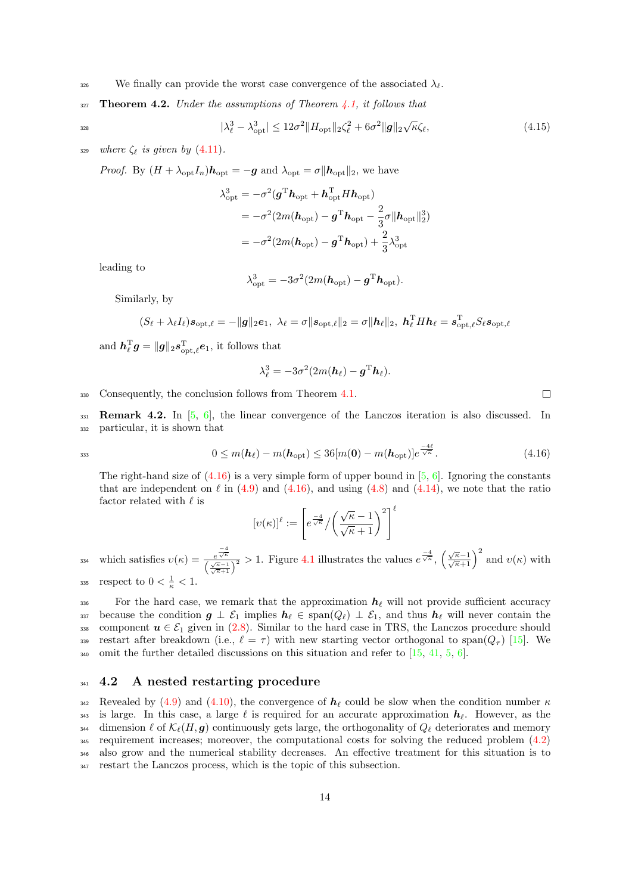We finally can provide the worst case convergence of the associated $\lambda_\ell$.

**Theorem 4.2.** *Under the assumptions of Theorem 4.1, it follows that*

$$|\lambda_\ell^3 - \lambda_{\rm opt}^3| \le 12\sigma^2 \|H_{\rm opt}\|_2 \zeta_\ell^2 + 6\sigma^2 \|\boldsymbol{g}\|_2 \sqrt{\kappa}\zeta_\ell, \tag{4.15}$$

*where $\zeta_\ell$ is given by (4.11).*

*Proof.* By $(H + \lambda_{\rm opt} I_n)\boldsymbol{h}_{\rm opt} = -\boldsymbol{g}$ and $\lambda_{\rm opt} = \sigma\|\boldsymbol{h}_{\rm opt}\|_2$, we have

$$\begin{aligned}
\lambda_{\rm opt}^3 &= -\sigma^2(\boldsymbol{g}^{\rm T}\boldsymbol{h}_{\rm opt} + \boldsymbol{h}_{\rm opt}^{\rm T} H \boldsymbol{h}_{\rm opt}) \\
&= -\sigma^2(2m(\boldsymbol{h}_{\rm opt}) - \boldsymbol{g}^{\rm T}\boldsymbol{h}_{\rm opt} - \frac{2}{3}\sigma\|\boldsymbol{h}_{\rm opt}\|_2^3) \\
&= -\sigma^2(2m(\boldsymbol{h}_{\rm opt}) - \boldsymbol{g}^{\rm T}\boldsymbol{h}_{\rm opt}) + \frac{2}{3}\lambda_{\rm opt}^3
\end{aligned}$$

leading to

$$\lambda_{\rm opt}^3 = -3\sigma^2(2m(\boldsymbol{h}_{\rm opt}) - \boldsymbol{g}^{\rm T}\boldsymbol{h}_{\rm opt}).$$

Similarly, by

$$(S_\ell + \lambda_\ell I_\ell)\boldsymbol{s}_{{\rm opt},\ell} = -\|\boldsymbol{g}\|_2 \boldsymbol{e}_1,\ \lambda_\ell = \sigma\|\boldsymbol{s}_{{\rm opt},\ell}\|_2 = \sigma\|\boldsymbol{h}_\ell\|_2,\ \boldsymbol{h}_\ell^{\rm T} H \boldsymbol{h}_\ell = \boldsymbol{s}_{{\rm opt},\ell}^{\rm T} S_\ell \boldsymbol{s}_{{\rm opt},\ell}$$

and $\boldsymbol{h}_\ell^{\rm T}\boldsymbol{g} = \|\boldsymbol{g}\|_2 \boldsymbol{s}_{{\rm opt},\ell}^{\rm T}\boldsymbol{e}_1$, it follows that

$$\lambda_\ell^3 = -3\sigma^2(2m(\boldsymbol{h}_\ell) - \boldsymbol{g}^{\rm T}\boldsymbol{h}_\ell).$$

Consequently, the conclusion follows from Theorem 4.1. $\square$

**Remark 4.2.** In [5, 6], the linear convergence of the Lanczos iteration is also discussed. In particular, it is shown that

$$0 \le m(\boldsymbol{h}_\ell) - m(\boldsymbol{h}_{\rm opt}) \le 36[m(\boldsymbol{0}) - m(\boldsymbol{h}_{\rm opt})]e^{\frac{-4\ell}{\sqrt{\kappa}}}. \tag{4.16}$$

The right-hand size of (4.16) is a very simple form of upper bound in [5, 6]. Ignoring the constants that are independent on $\ell$ in (4.9) and (4.16), and using (4.8) and (4.14), we note that the ratio factor related with $\ell$ is

$$[\upsilon(\kappa)]^\ell := \left[e^{\frac{-4}{\sqrt{\kappa}}} \Big/ \left(\frac{\sqrt{\kappa}-1}{\sqrt{\kappa}+1}\right)^2\right]^\ell$$

which satisfies $\upsilon(\kappa) = \frac{e^{\frac{-4}{\sqrt{\kappa}}}}{\left(\frac{\sqrt{\kappa}-1}{\sqrt{\kappa}+1}\right)^2} > 1$. Figure 4.1 illustrates the values $e^{\frac{-4}{\sqrt{\kappa}}}$, $\left(\frac{\sqrt{\kappa}-1}{\sqrt{\kappa}+1}\right)^2$ and $\upsilon(\kappa)$ with respect to $0 < \frac{1}{\kappa} < 1$.

For the hard case, we remark that the approximation $\boldsymbol{h}_\ell$ will not provide sufficient accuracy because the condition $\boldsymbol{g} \perp \mathcal{E}_1$ implies $\boldsymbol{h}_\ell \in {\rm span}(Q_\ell) \perp \mathcal{E}_1$, and thus $\boldsymbol{h}_\ell$ will never contain the component $\boldsymbol{u} \in \mathcal{E}_1$ given in (2.8). Similar to the hard case in TRS, the Lanczos procedure should restart after breakdown (i.e., $\ell = \tau$) with new starting vector orthogonal to ${\rm span}(Q_\tau)$ [15]. We omit the further detailed discussions on this situation and refer to [15, 41, 5, 6].

## 4.2 A nested restarting procedure

Revealed by (4.9) and (4.10), the convergence of $\boldsymbol{h}_\ell$ could be slow when the condition number $\kappa$ is large. In this case, a large $\ell$ is required for an accurate approximation $\boldsymbol{h}_\ell$. However, as the dimension $\ell$ of $\mathcal{K}_\ell(H, \boldsymbol{g})$ continuously gets large, the orthogonality of $Q_\ell$ deteriorates and memory requirement increases; moreover, the computational costs for solving the reduced problem (4.2) also grow and the numerical stability decreases. An effective treatment for this situation is to restart the Lanczos process, which is the topic of this subsection.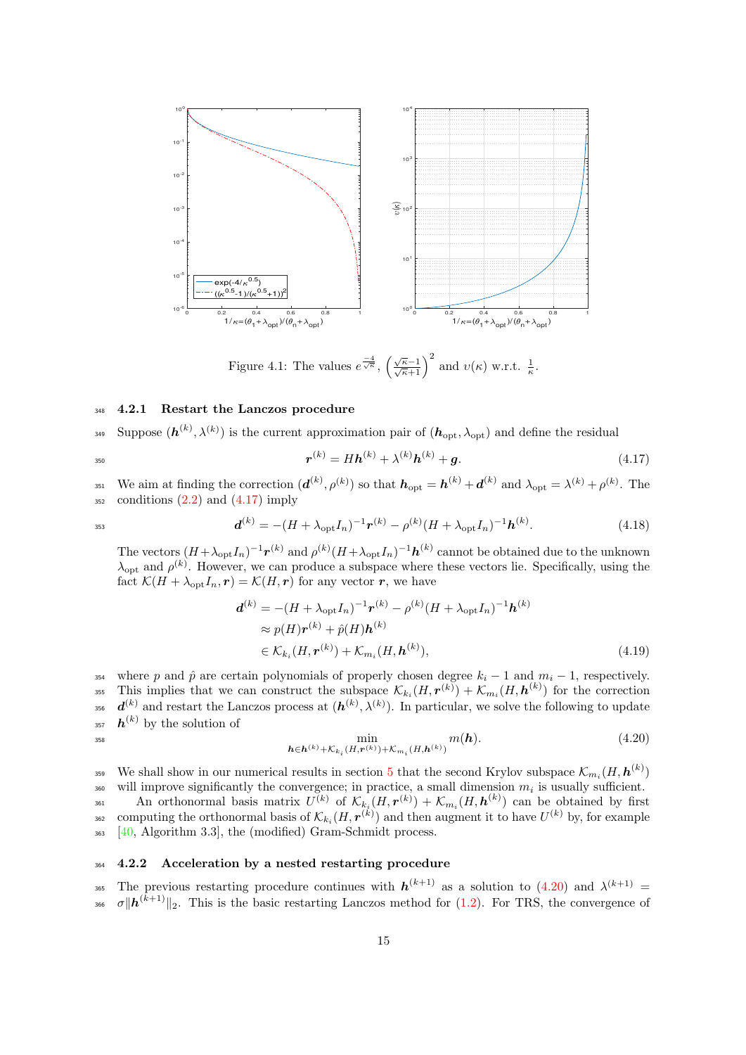Figure 4.1: The values $e^{\frac{-4}{\sqrt{\kappa}}}$, $\left(\frac{\sqrt{\kappa}-1}{\sqrt{\kappa}+1}\right)^2$ and $\upsilon(\kappa)$ w.r.t. $\frac{1}{\kappa}$.

### 4.2.1 Restart the Lanczos procedure

Suppose $(\boldsymbol{h}^{(k)}, \lambda^{(k)})$ is the current approximation pair of $(\boldsymbol{h}_{\rm opt}, \lambda_{\rm opt})$ and define the residual

$$\boldsymbol{r}^{(k)} = H\boldsymbol{h}^{(k)} + \lambda^{(k)}\boldsymbol{h}^{(k)} + \boldsymbol{g}. \tag{4.17}$$

We aim at finding the correction $(\boldsymbol{d}^{(k)}, \rho^{(k)})$ so that $\boldsymbol{h}_{\rm opt} = \boldsymbol{h}^{(k)} + \boldsymbol{d}^{(k)}$ and $\lambda_{\rm opt} = \lambda^{(k)} + \rho^{(k)}$. The conditions (2.2) and (4.17) imply

$$\boldsymbol{d}^{(k)} = -(H + \lambda_{\rm opt} I_n)^{-1}\boldsymbol{r}^{(k)} - \rho^{(k)}(H + \lambda_{\rm opt} I_n)^{-1}\boldsymbol{h}^{(k)}. \tag{4.18}$$

The vectors $(H+\lambda_{\rm opt} I_n)^{-1}\boldsymbol{r}^{(k)}$ and $\rho^{(k)}(H+\lambda_{\rm opt} I_n)^{-1}\boldsymbol{h}^{(k)}$ cannot be obtained due to the unknown $\lambda_{\rm opt}$ and $\rho^{(k)}$. However, we can produce a subspace where these vectors lie. Specifically, using the fact $\mathcal{K}(H + \lambda_{\rm opt} I_n, \boldsymbol{r}) = \mathcal{K}(H, \boldsymbol{r})$ for any vector $\boldsymbol{r}$, we have

$$\begin{aligned}
\boldsymbol{d}^{(k)} &= -(H + \lambda_{\rm opt} I_n)^{-1}\boldsymbol{r}^{(k)} - \rho^{(k)}(H + \lambda_{\rm opt} I_n)^{-1}\boldsymbol{h}^{(k)} \\
&\approx p(H)\boldsymbol{r}^{(k)} + \hat{p}(H)\boldsymbol{h}^{(k)} \\
&\in \mathcal{K}_{k_i}(H, \boldsymbol{r}^{(k)}) + \mathcal{K}_{m_i}(H, \boldsymbol{h}^{(k)}),
\end{aligned} \tag{4.19}$$

where $p$ and $\hat{p}$ are certain polynomials of properly chosen degree $k_i - 1$ and $m_i - 1$, respectively. This implies that we can construct the subspace $\mathcal{K}_{k_i}(H, \boldsymbol{r}^{(k)}) + \mathcal{K}_{m_i}(H, \boldsymbol{h}^{(k)})$ for the correction $\boldsymbol{d}^{(k)}$ and restart the Lanczos process at $(\boldsymbol{h}^{(k)}, \lambda^{(k)})$. In particular, we solve the following to update $\boldsymbol{h}^{(k)}$ by the solution of

$$\min_{\boldsymbol{h} \in \boldsymbol{h}^{(k)} + \mathcal{K}_{k_i}(H, \boldsymbol{r}^{(k)}) + \mathcal{K}_{m_i}(H, \boldsymbol{h}^{(k)})} m(\boldsymbol{h}). \tag{4.20}$$

We shall show in our numerical results in section 5 that the second Krylov subspace $\mathcal{K}_{m_i}(H, \boldsymbol{h}^{(k)})$ will improve significantly the convergence; in practice, a small dimension $m_i$ is usually sufficient.

An orthonormal basis matrix $U^{(k)}$ of $\mathcal{K}_{k_i}(H, \boldsymbol{r}^{(k)}) + \mathcal{K}_{m_i}(H, \boldsymbol{h}^{(k)})$ can be obtained by first computing the orthonormal basis of $\mathcal{K}_{k_i}(H, \boldsymbol{r}^{(k)})$ and then augment it to have $U^{(k)}$ by, for example [40, Algorithm 3.3], the (modified) Gram-Schmidt process.

### 4.2.2 Acceleration by a nested restarting procedure

The previous restarting procedure continues with $\boldsymbol{h}^{(k+1)}$ as a solution to (4.20) and $\lambda^{(k+1)} = \sigma\|\boldsymbol{h}^{(k+1)}\|_2$. This is the basic restarting Lanczos method for (1.2). For TRS, the convergence of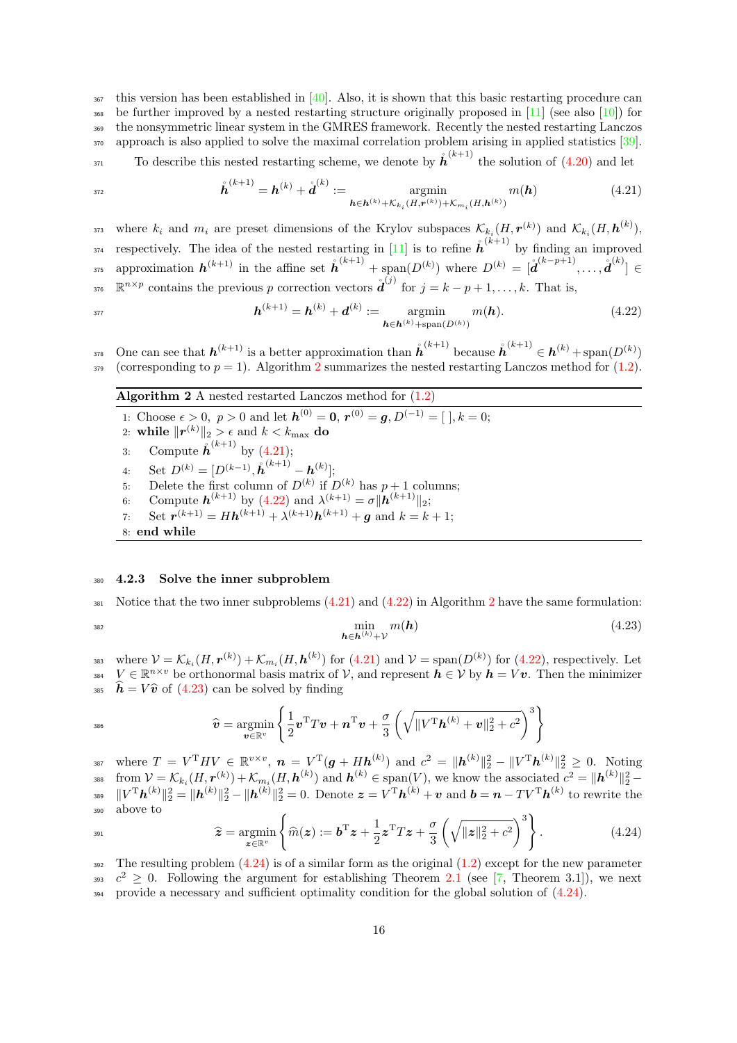this version has been established in [40]. Also, it is shown that this basic restarting procedure can be further improved by a nested restarting structure originally proposed in [11] (see also [10]) for the nonsymmetric linear system in the GMRES framework. Recently the nested restarting Lanczos approach is also applied to solve the maximal correlation problem arising in applied statistics [39].

To describe this nested restarting scheme, we denote by $\mathring{\boldsymbol{h}}^{(k+1)}$ the solution of (4.20) and let

$$\mathring{\boldsymbol{h}}^{(k+1)} = \boldsymbol{h}^{(k)} + \mathring{\boldsymbol{d}}^{(k)} := \operatorname*{argmin}_{\boldsymbol{h}\in\boldsymbol{h}^{(k)}+\mathcal{K}_{k_i}(H,\boldsymbol{r}^{(k)})+\mathcal{K}_{m_i}(H,\boldsymbol{h}^{(k)})} m(\boldsymbol{h}) \tag{4.21}$$

where $k_i$ and $m_i$ are preset dimensions of the Krylov subspaces $\mathcal{K}_{k_i}(H,\boldsymbol{r}^{(k)})$ and $\mathcal{K}_{k_i}(H,\boldsymbol{h}^{(k)})$, respectively. The idea of the nested restarting in [11] is to refine $\mathring{\boldsymbol{h}}^{(k+1)}$ by finding an improved approximation $\boldsymbol{h}^{(k+1)}$ in the affine set $\mathring{\boldsymbol{h}}^{(k+1)} + \operatorname{span}(D^{(k)})$ where $D^{(k)} = [\mathring{\boldsymbol{d}}^{(k-p+1)}, \ldots, \mathring{\boldsymbol{d}}^{(k)}] \in \mathbb{R}^{n\times p}$ contains the previous $p$ correction vectors $\mathring{\boldsymbol{d}}^{(j)}$ for $j = k-p+1, \ldots, k$. That is,

$$\boldsymbol{h}^{(k+1)} = \boldsymbol{h}^{(k)} + \boldsymbol{d}^{(k)} := \operatorname*{argmin}_{\boldsymbol{h}\in\boldsymbol{h}^{(k)}+\operatorname{span}(D^{(k)})} m(\boldsymbol{h}). \tag{4.22}$$

One can see that $\boldsymbol{h}^{(k+1)}$ is a better approximation than $\mathring{\boldsymbol{h}}^{(k+1)}$ because $\mathring{\boldsymbol{h}}^{(k+1)} \in \boldsymbol{h}^{(k)} + \operatorname{span}(D^{(k)})$ (corresponding to $p = 1$). Algorithm 2 summarizes the nested restarting Lanczos method for (1.2).

**Algorithm 2** A nested restarted Lanczos method for (1.2)

1: Choose $\epsilon > 0$, $p > 0$ and let $\boldsymbol{h}^{(0)} = \boldsymbol{0}$, $\boldsymbol{r}^{(0)} = \boldsymbol{g}$, $D^{(-1)} = [\ ]$, $k = 0$;
2: **while** $\|\boldsymbol{r}^{(k)}\|_2 > \epsilon$ and $k < k_{\max}$ **do**
3: Compute $\mathring{\boldsymbol{h}}^{(k+1)}$ by (4.21);
4: Set $D^{(k)} = [D^{(k-1)}, \mathring{\boldsymbol{h}}^{(k+1)} - \boldsymbol{h}^{(k)}]$;
5: Delete the first column of $D^{(k)}$ if $D^{(k)}$ has $p+1$ columns;
6: Compute $\boldsymbol{h}^{(k+1)}$ by (4.22) and $\lambda^{(k+1)} = \sigma\|\boldsymbol{h}^{(k+1)}\|_2$;
7: Set $\boldsymbol{r}^{(k+1)} = H\boldsymbol{h}^{(k+1)} + \lambda^{(k+1)}\boldsymbol{h}^{(k+1)} + \boldsymbol{g}$ and $k = k+1$;
8: **end while**

#### 4.2.3 Solve the inner subproblem

Notice that the two inner subproblems (4.21) and (4.22) in Algorithm 2 have the same formulation:

$$\min_{\boldsymbol{h}\in\boldsymbol{h}^{(k)}+\mathcal{V}} m(\boldsymbol{h}) \tag{4.23}$$

where $\mathcal{V} = \mathcal{K}_{k_i}(H,\boldsymbol{r}^{(k)}) + \mathcal{K}_{m_i}(H,\boldsymbol{h}^{(k)})$ for (4.21) and $\mathcal{V} = \operatorname{span}(D^{(k)})$ for (4.22), respectively. Let $V \in \mathbb{R}^{n\times v}$ be orthonormal basis matrix of $\mathcal{V}$, and represent $\boldsymbol{h} \in \mathcal{V}$ by $\boldsymbol{h} = V\boldsymbol{v}$. Then the minimizer $\widehat{\boldsymbol{h}} = V\widehat{\boldsymbol{v}}$ of (4.23) can be solved by finding

$$\widehat{\boldsymbol{v}} = \operatorname*{argmin}_{\boldsymbol{v}\in\mathbb{R}^v} \left\{ \frac{1}{2}\boldsymbol{v}^{\mathrm{T}}T\boldsymbol{v} + \boldsymbol{n}^{\mathrm{T}}\boldsymbol{v} + \frac{\sigma}{3}\left(\sqrt{\|V^{\mathrm{T}}\boldsymbol{h}^{(k)} + \boldsymbol{v}\|_2^2 + c^2}\right)^3 \right\}$$

where $T = V^{\mathrm{T}}HV \in \mathbb{R}^{v\times v}$, $\boldsymbol{n} = V^{\mathrm{T}}(\boldsymbol{g} + H\boldsymbol{h}^{(k)})$ and $c^2 = \|\boldsymbol{h}^{(k)}\|_2^2 - \|V^{\mathrm{T}}\boldsymbol{h}^{(k)}\|_2^2 \geq 0$. Noting from $\mathcal{V} = \mathcal{K}_{k_i}(H,\boldsymbol{r}^{(k)}) + \mathcal{K}_{m_i}(H,\boldsymbol{h}^{(k)})$ and $\boldsymbol{h}^{(k)} \in \operatorname{span}(V)$, we know the associated $c^2 = \|\boldsymbol{h}^{(k)}\|_2^2 - \|V^{\mathrm{T}}\boldsymbol{h}^{(k)}\|_2^2 = \|\boldsymbol{h}^{(k)}\|_2^2 - \|\boldsymbol{h}^{(k)}\|_2^2 = 0$. Denote $\boldsymbol{z} = V^{\mathrm{T}}\boldsymbol{h}^{(k)} + \boldsymbol{v}$ and $\boldsymbol{b} = \boldsymbol{n} - TV^{\mathrm{T}}\boldsymbol{h}^{(k)}$ to rewrite the above to

$$\widehat{\boldsymbol{z}} = \operatorname*{argmin}_{\boldsymbol{z}\in\mathbb{R}^v} \left\{ \widehat{m}(\boldsymbol{z}) := \boldsymbol{b}^{\mathrm{T}}\boldsymbol{z} + \frac{1}{2}\boldsymbol{z}^{\mathrm{T}}T\boldsymbol{z} + \frac{\sigma}{3}\left(\sqrt{\|\boldsymbol{z}\|_2^2 + c^2}\right)^3 \right\}. \tag{4.24}$$

The resulting problem (4.24) is of a similar form as the original (1.2) except for the new parameter $c^2 \geq 0$. Following the argument for establishing Theorem 2.1 (see [7, Theorem 3.1]), we next provide a necessary and sufficient optimality condition for the global solution of (4.24).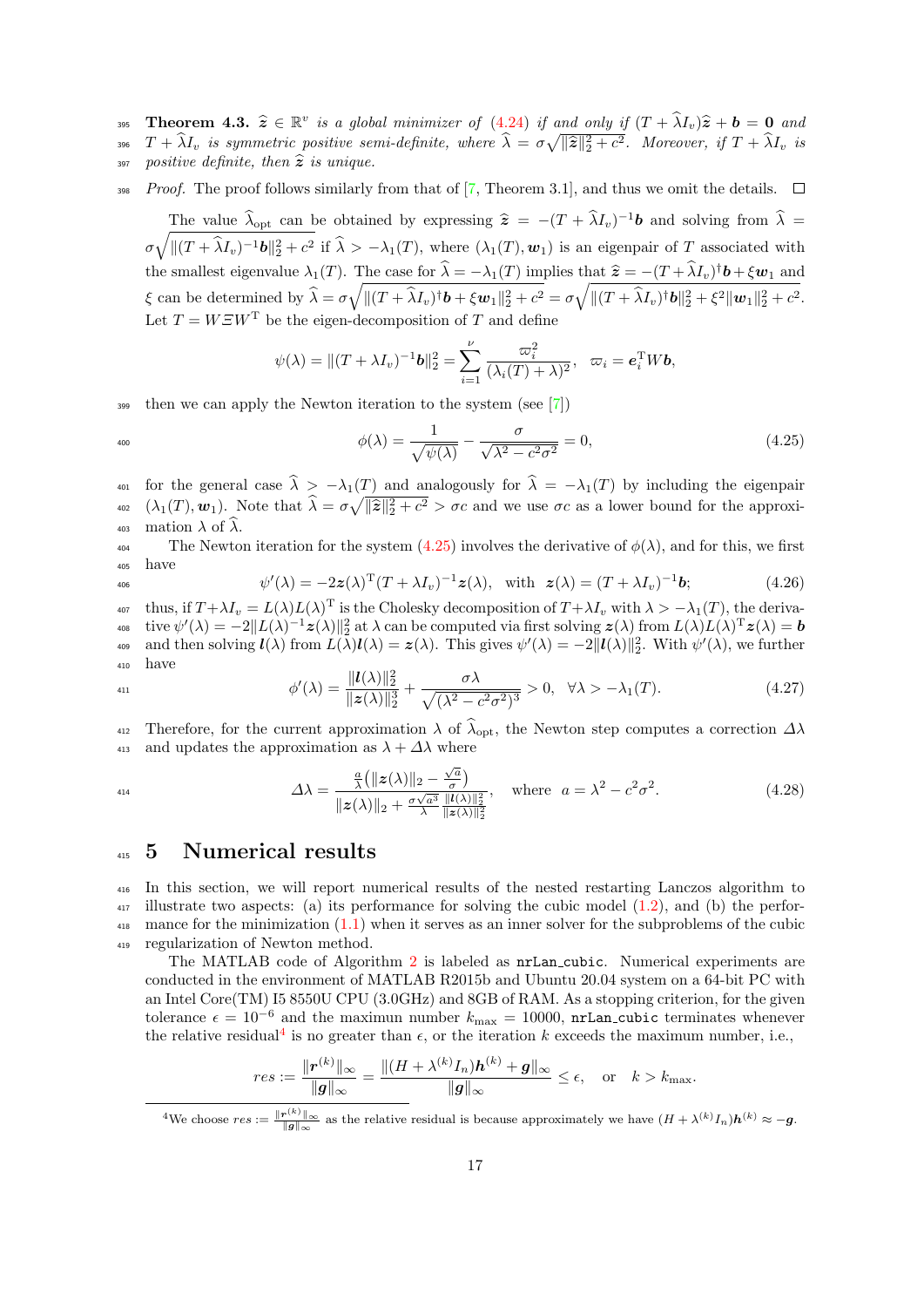**Theorem 4.3.** *$\widehat{\boldsymbol{z}} \in \mathbb{R}^v$ is a global minimizer of (4.24) if and only if $(T + \widehat{\lambda} I_v)\widehat{\boldsymbol{z}} + \boldsymbol{b} = \boldsymbol{0}$ and $T + \widehat{\lambda} I_v$ is symmetric positive semi-definite, where $\widehat{\lambda} = \sigma\sqrt{\|\widehat{\boldsymbol{z}}\|_2^2 + c^2}$. Moreover, if $T + \widehat{\lambda} I_v$ is positive definite, then $\widehat{\boldsymbol{z}}$ is unique.*

*Proof.* The proof follows similarly from that of [7, Theorem 3.1], and thus we omit the details. □

The value $\widehat{\lambda}_{\rm opt}$ can be obtained by expressing $\widehat{\boldsymbol{z}} = -(T + \widehat{\lambda} I_v)^{-1}\boldsymbol{b}$ and solving from $\widehat{\lambda} = \sigma\sqrt{\|(T + \widehat{\lambda} I_v)^{-1}\boldsymbol{b}\|_2^2 + c^2}$ if $\widehat{\lambda} > -\lambda_1(T)$, where $(\lambda_1(T), \boldsymbol{w}_1)$ is an eigenpair of $T$ associated with the smallest eigenvalue $\lambda_1(T)$. The case for $\widehat{\lambda} = -\lambda_1(T)$ implies that $\widehat{\boldsymbol{z}} = -(T + \widehat{\lambda} I_v)^{\dagger}\boldsymbol{b} + \xi \boldsymbol{w}_1$ and $\xi$ can be determined by $\widehat{\lambda} = \sigma\sqrt{\|(T + \widehat{\lambda} I_v)^{\dagger}\boldsymbol{b} + \xi\boldsymbol{w}_1\|_2^2 + c^2} = \sigma\sqrt{\|(T + \widehat{\lambda} I_v)^{\dagger}\boldsymbol{b}\|_2^2 + \xi^2\|\boldsymbol{w}_1\|_2^2 + c^2}$. Let $T = W\varXi W^{\rm T}$ be the eigen-decomposition of $T$ and define

$$\psi(\lambda) = \|(T + \lambda I_v)^{-1}\boldsymbol{b}\|_2^2 = \sum_{i=1}^{\nu} \frac{\varpi_i^2}{(\lambda_i(T) + \lambda)^2}, \quad \varpi_i = \boldsymbol{e}_i^{\rm T} W\boldsymbol{b},$$

then we can apply the Newton iteration to the system (see [7])

$$\phi(\lambda) = \frac{1}{\sqrt{\psi(\lambda)}} - \frac{\sigma}{\sqrt{\lambda^2 - c^2\sigma^2}} = 0, \tag{4.25}$$

for the general case $\widehat{\lambda} > -\lambda_1(T)$ and analogously for $\widehat{\lambda} = -\lambda_1(T)$ by including the eigenpair $(\lambda_1(T), \boldsymbol{w}_1)$. Note that $\widehat{\lambda} = \sigma\sqrt{\|\widehat{\boldsymbol{z}}\|_2^2 + c^2} > \sigma c$ and we use $\sigma c$ as a lower bound for the approximation $\lambda$ of $\widehat{\lambda}$.

The Newton iteration for the system (4.25) involves the derivative of $\phi(\lambda)$, and for this, we first have

$$\psi'(\lambda) = -2\boldsymbol{z}(\lambda)^{\rm T}(T + \lambda I_v)^{-1}\boldsymbol{z}(\lambda), \quad \text{with} \quad \boldsymbol{z}(\lambda) = (T + \lambda I_v)^{-1}\boldsymbol{b}; \tag{4.26}$$

thus, if $T + \lambda I_v = L(\lambda)L(\lambda)^{\rm T}$ is the Cholesky decomposition of $T + \lambda I_v$ with $\lambda > -\lambda_1(T)$, the derivative $\psi'(\lambda) = -2\|L(\lambda)^{-1}\boldsymbol{z}(\lambda)\|_2^2$ at $\lambda$ can be computed via first solving $\boldsymbol{z}(\lambda)$ from $L(\lambda)L(\lambda)^{\rm T}\boldsymbol{z}(\lambda) = \boldsymbol{b}$ and then solving $\boldsymbol{l}(\lambda)$ from $L(\lambda)\boldsymbol{l}(\lambda) = \boldsymbol{z}(\lambda)$. This gives $\psi'(\lambda) = -2\|\boldsymbol{l}(\lambda)\|_2^2$. With $\psi'(\lambda)$, we further have

$$\phi'(\lambda) = \frac{\|\boldsymbol{l}(\lambda)\|_2^2}{\|\boldsymbol{z}(\lambda)\|_2^3} + \frac{\sigma\lambda}{\sqrt{(\lambda^2 - c^2\sigma^2)^3}} > 0, \quad \forall \lambda > -\lambda_1(T). \tag{4.27}$$

Therefore, for the current approximation $\lambda$ of $\widehat{\lambda}_{\rm opt}$, the Newton step computes a correction $\varDelta\lambda$ and updates the approximation as $\lambda + \varDelta\lambda$ where

$$\varDelta\lambda = \frac{\frac{a}{\lambda}\left(\|\boldsymbol{z}(\lambda)\|_2 - \frac{\sqrt{a}}{\sigma}\right)}{\|\boldsymbol{z}(\lambda)\|_2 + \frac{\sigma\sqrt{a^3}}{\lambda}\frac{\|\boldsymbol{l}(\lambda)\|_2^2}{\|\boldsymbol{z}(\lambda)\|_2^2}}, \quad \text{where} \quad a = \lambda^2 - c^2\sigma^2. \tag{4.28}$$

# 5 Numerical results

In this section, we will report numerical results of the nested restarting Lanczos algorithm to illustrate two aspects: (a) its performance for solving the cubic model (1.2), and (b) the performance for the minimization (1.1) when it serves as an inner solver for the subproblems of the cubic regularization of Newton method.

The MATLAB code of Algorithm 2 is labeled as `nrLan_cubic`. Numerical experiments are conducted in the environment of MATLAB R2015b and Ubuntu 20.04 system on a 64-bit PC with an Intel Core(TM) I5 8550U CPU (3.0GHz) and 8GB of RAM. As a stopping criterion, for the given tolerance $\epsilon = 10^{-6}$ and the maximun number $k_{\max} = 10000$, `nrLan_cubic` terminates whenever the relative residual[4] is no greater than $\epsilon$, or the iteration $k$ exceeds the maximum number, i.e.,

$$res := \frac{\|\boldsymbol{r}^{(k)}\|_\infty}{\|\boldsymbol{g}\|_\infty} = \frac{\|(H + \lambda^{(k)} I_n)\boldsymbol{h}^{(k)} + \boldsymbol{g}\|_\infty}{\|\boldsymbol{g}\|_\infty} \le \epsilon, \quad \text{or} \quad k > k_{\max}.$$

[4] We choose $res := \frac{\|\boldsymbol{r}^{(k)}\|_\infty}{\|\boldsymbol{g}\|_\infty}$ as the relative residual is because approximately we have $(H + \lambda^{(k)} I_n)\boldsymbol{h}^{(k)} \approx -\boldsymbol{g}$.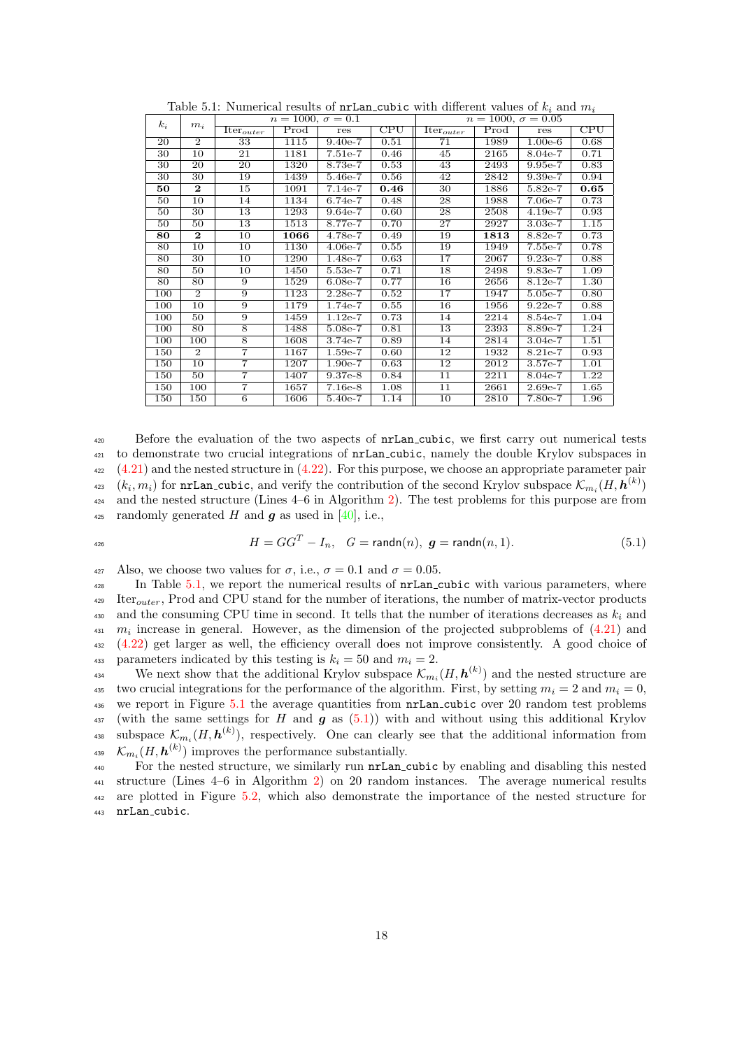Table 5.1: Numerical results of `nrLan_cubic` with different values of $k_i$ and $m_i$

| $k_i$ | $m_i$ | $n = 1000,\ \sigma = 0.1$ | | | | $n = 1000,\ \sigma = 0.05$ | | | |
|---|---|---|---|---|---|---|---|---|---|
| | | Iter$_{outer}$ | Prod | res | CPU | Iter$_{outer}$ | Prod | res | CPU |
| 20 | 2 | 33 | 1115 | 9.40e-7 | 0.51 | 71 | 1989 | 1.00e-6 | 0.68 |
| 30 | 10 | 21 | 1181 | 7.51e-7 | 0.46 | 45 | 2165 | 8.04e-7 | 0.71 |
| 30 | 20 | 20 | 1320 | 8.73e-7 | 0.53 | 43 | 2493 | 9.95e-7 | 0.83 |
| 30 | 30 | 19 | 1439 | 5.46e-7 | 0.56 | 42 | 2842 | 9.39e-7 | 0.94 |
| **50** | **2** | 15 | 1091 | 7.14e-7 | **0.46** | 30 | 1886 | 5.82e-7 | **0.65** |
| 50 | 10 | 14 | 1134 | 6.74e-7 | 0.48 | 28 | 1988 | 7.06e-7 | 0.73 |
| 50 | 30 | 13 | 1293 | 9.64e-7 | 0.60 | 28 | 2508 | 4.19e-7 | 0.93 |
| 50 | 50 | 13 | 1513 | 8.77e-7 | 0.70 | 27 | 2927 | 3.03e-7 | 1.15 |
| **80** | **2** | 10 | **1066** | 4.78e-7 | 0.49 | 19 | **1813** | 8.82e-7 | 0.73 |
| 80 | 10 | 10 | 1130 | 4.06e-7 | 0.55 | 19 | 1949 | 7.55e-7 | 0.78 |
| 80 | 30 | 10 | 1290 | 1.48e-7 | 0.63 | 17 | 2067 | 9.23e-7 | 0.88 |
| 80 | 50 | 10 | 1450 | 5.53e-7 | 0.71 | 18 | 2498 | 9.83e-7 | 1.09 |
| 80 | 80 | 9 | 1529 | 6.08e-7 | 0.77 | 16 | 2656 | 8.12e-7 | 1.30 |
| 100 | 2 | 9 | 1123 | 2.28e-7 | 0.52 | 17 | 1947 | 5.05e-7 | 0.80 |
| 100 | 10 | 9 | 1179 | 1.74e-7 | 0.55 | 16 | 1956 | 9.22e-7 | 0.88 |
| 100 | 50 | 9 | 1459 | 1.12e-7 | 0.73 | 14 | 2214 | 8.54e-7 | 1.04 |
| 100 | 80 | 8 | 1488 | 5.08e-7 | 0.81 | 13 | 2393 | 8.89e-7 | 1.24 |
| 100 | 100 | 8 | 1608 | 3.74e-7 | 0.89 | 14 | 2814 | 3.04e-7 | 1.51 |
| 150 | 2 | 7 | 1167 | 1.59e-7 | 0.60 | 12 | 1932 | 8.21e-7 | 0.93 |
| 150 | 10 | 7 | 1207 | 1.90e-7 | 0.63 | 12 | 2012 | 3.57e-7 | 1.01 |
| 150 | 50 | 7 | 1407 | 9.37e-8 | 0.84 | 11 | 2211 | 8.04e-7 | 1.22 |
| 150 | 100 | 7 | 1657 | 7.16e-8 | 1.08 | 11 | 2661 | 2.69e-7 | 1.65 |
| 150 | 150 | 6 | 1606 | 5.40e-7 | 1.14 | 10 | 2810 | 7.80e-7 | 1.96 |

Before the evaluation of the two aspects of `nrLan_cubic`, we first carry out numerical tests to demonstrate two crucial integrations of `nrLan_cubic`, namely the double Krylov subspaces in (4.21) and the nested structure in (4.22). For this purpose, we choose an appropriate parameter pair $(k_i, m_i)$ for `nrLan_cubic`, and verify the contribution of the second Krylov subspace $\mathcal{K}_{m_i}(H, \boldsymbol{h}^{(k)})$ and the nested structure (Lines 4–6 in Algorithm 2). The test problems for this purpose are from randomly generated $H$ and $\boldsymbol{g}$ as used in [40], i.e.,

$$
H = GG^T - I_n, \quad G = \mathsf{randn}(n), \; \boldsymbol{g} = \mathsf{randn}(n, 1). \tag{5.1}
$$

Also, we choose two values for $\sigma$, i.e., $\sigma = 0.1$ and $\sigma = 0.05$.

In Table 5.1, we report the numerical results of `nrLan_cubic` with various parameters, where Iter$_{outer}$, Prod and CPU stand for the number of iterations, the number of matrix-vector products and the consuming CPU time in second. It tells that the number of iterations decreases as $k_i$ and $m_i$ increase in general. However, as the dimension of the projected subproblems of (4.21) and (4.22) get larger as well, the efficiency overall does not improve consistently. A good choice of parameters indicated by this testing is $k_i = 50$ and $m_i = 2$.

We next show that the additional Krylov subspace $\mathcal{K}_{m_i}(H, \boldsymbol{h}^{(k)})$ and the nested structure are two crucial integrations for the performance of the algorithm. First, by setting $m_i = 2$ and $m_i = 0$, we report in Figure 5.1 the average quantities from `nrLan_cubic` over 20 random test problems (with the same settings for $H$ and $\boldsymbol{g}$ as (5.1)) with and without using this additional Krylov subspace $\mathcal{K}_{m_i}(H, \boldsymbol{h}^{(k)})$, respectively. One can clearly see that the additional information from $\mathcal{K}_{m_i}(H, \boldsymbol{h}^{(k)})$ improves the performance substantially.

For the nested structure, we similarly run `nrLan_cubic` by enabling and disabling this nested structure (Lines 4–6 in Algorithm 2) on 20 random instances. The average numerical results are plotted in Figure 5.2, which also demonstrate the importance of the nested structure for `nrLan_cubic`.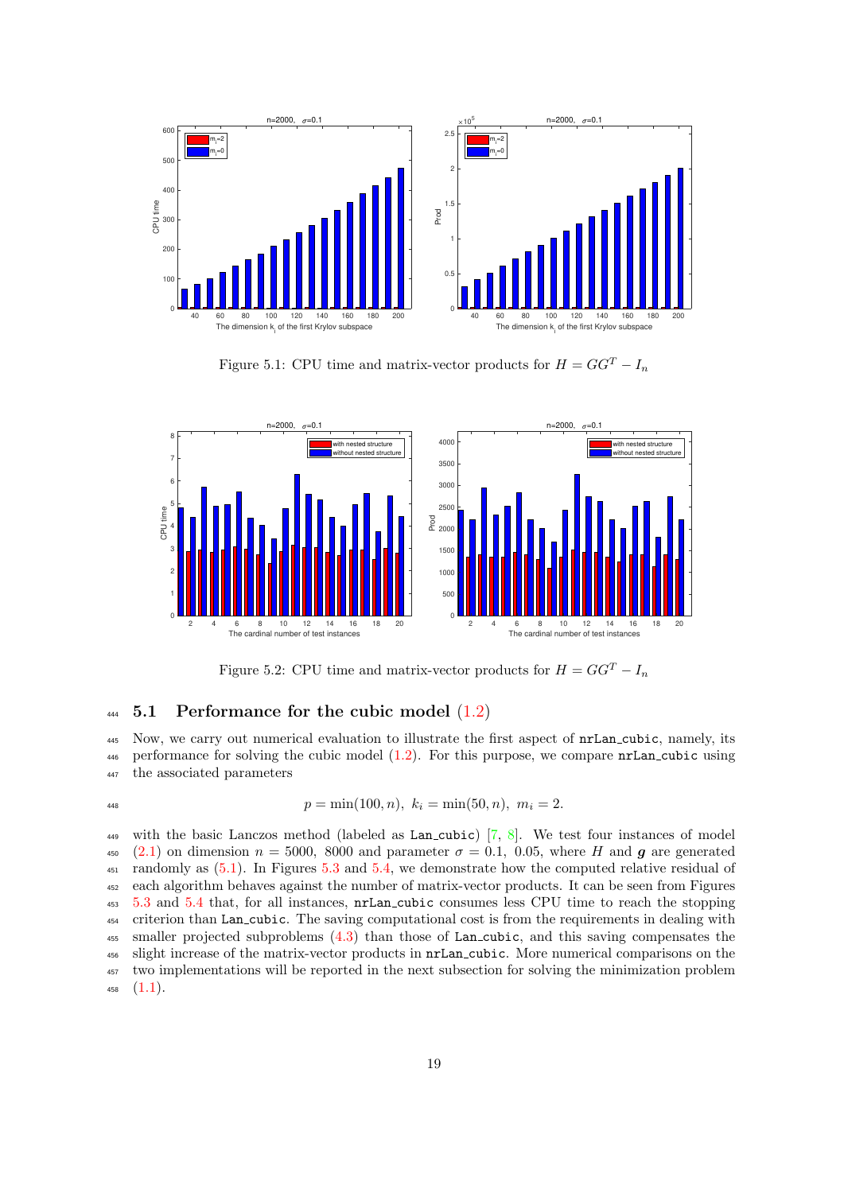Figure 5.1: CPU time and matrix-vector products for $H = GG^T - I_n$

Figure 5.2: CPU time and matrix-vector products for $H = GG^T - I_n$

### 5.1 Performance for the cubic model (1.2)

Now, we carry out numerical evaluation to illustrate the first aspect of `nrLan_cubic`, namely, its performance for solving the cubic model (1.2). For this purpose, we compare `nrLan_cubic` using the associated parameters

$$p = \min(100, n), \; k_i = \min(50, n), \; m_i = 2.$$

with the basic Lanczos method (labeled as `Lan_cubic`) [7, 8]. We test four instances of model (2.1) on dimension $n = 5000, \; 8000$ and parameter $\sigma = 0.1, \; 0.05$, where $H$ and $\boldsymbol{g}$ are generated randomly as (5.1). In Figures 5.3 and 5.4, we demonstrate how the computed relative residual of each algorithm behaves against the number of matrix-vector products. It can be seen from Figures 5.3 and 5.4 that, for all instances, `nrLan_cubic` consumes less CPU time to reach the stopping criterion than `Lan_cubic`. The saving computational cost is from the requirements in dealing with smaller projected subproblems (4.3) than those of `Lan_cubic`, and this saving compensates the slight increase of the matrix-vector products in `nrLan_cubic`. More numerical comparisons on the two implementations will be reported in the next subsection for solving the minimization problem (1.1).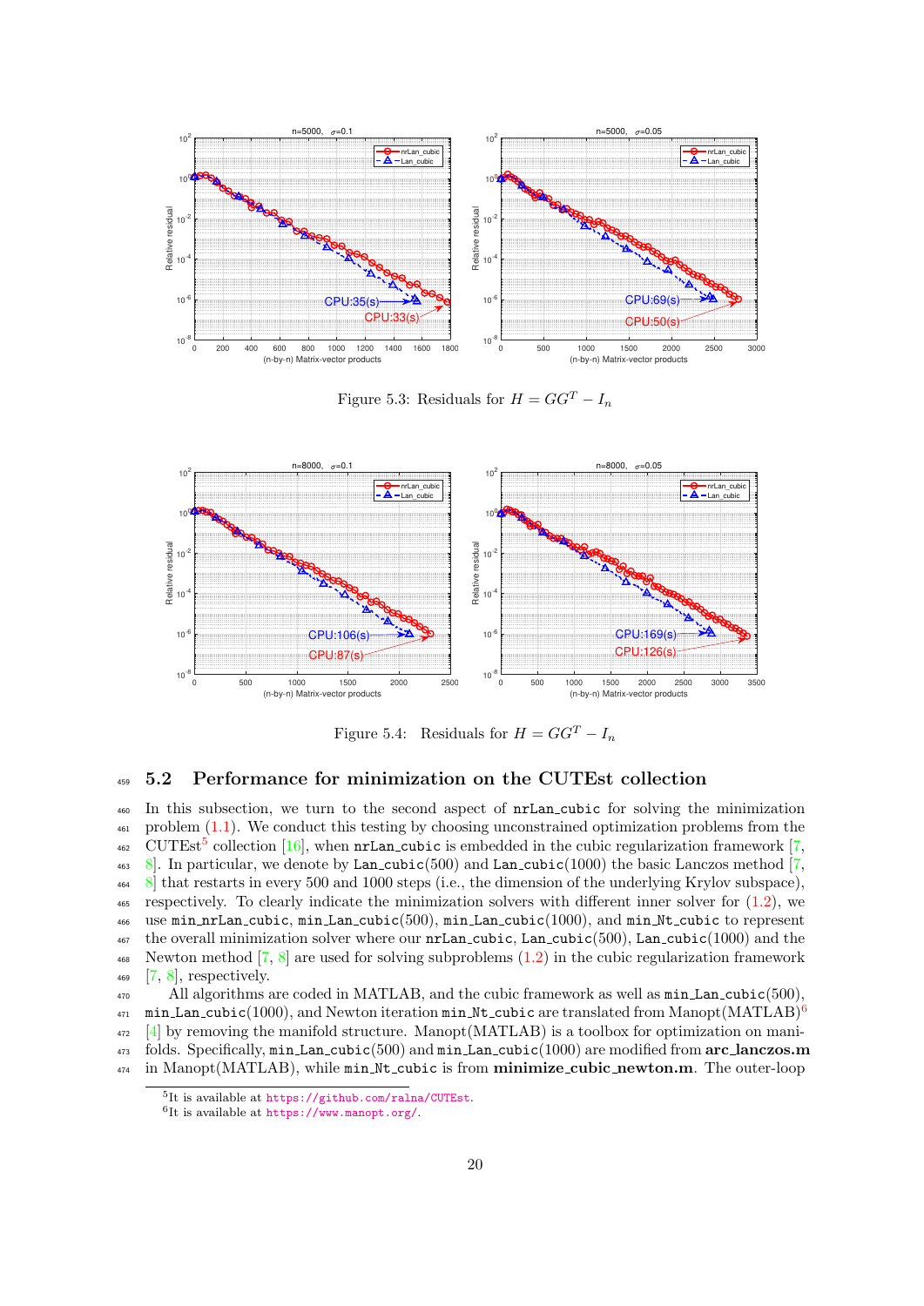Figure 5.3: Residuals for $H = GG^T - I_n$

Figure 5.4: Residuals for $H = GG^T - I_n$

## 5.2 Performance for minimization on the CUTEst collection

In this subsection, we turn to the second aspect of `nrLan_cubic` for solving the minimization problem (1.1). We conduct this testing by choosing unconstrained optimization problems from the CUTEst[5] collection [16], when `nrLan_cubic` is embedded in the cubic regularization framework [7, 8]. In particular, we denote by `Lan_cubic`(500) and `Lan_cubic`(1000) the basic Lanczos method [7, 8] that restarts in every 500 and 1000 steps (i.e., the dimension of the underlying Krylov subspace), respectively. To clearly indicate the minimization solvers with different inner solver for (1.2), we use `min_nrLan_cubic`, `min_Lan_cubic`(500), `min_Lan_cubic`(1000), and `min_Nt_cubic` to represent the overall minimization solver where our `nrLan_cubic`, `Lan_cubic`(500), `Lan_cubic`(1000) and the Newton method [7, 8] are used for solving subproblems (1.2) in the cubic regularization framework [7, 8], respectively.

All algorithms are coded in MATLAB, and the cubic framework as well as `min_Lan_cubic`(500), `min_Lan_cubic`(1000), and Newton iteration `min_Nt_cubic` are translated from Manopt(MATLAB)[6] [4] by removing the manifold structure. Manopt(MATLAB) is a toolbox for optimization on manifolds. Specifically, `min_Lan_cubic`(500) and `min_Lan_cubic`(1000) are modified from **arc_lanczos.m** in Manopt(MATLAB), while `min_Nt_cubic` is from **minimize_cubic_newton.m**. The outer-loop

[5]It is available at https://github.com/ralna/CUTEst.

[6]It is available at https://www.manopt.org/.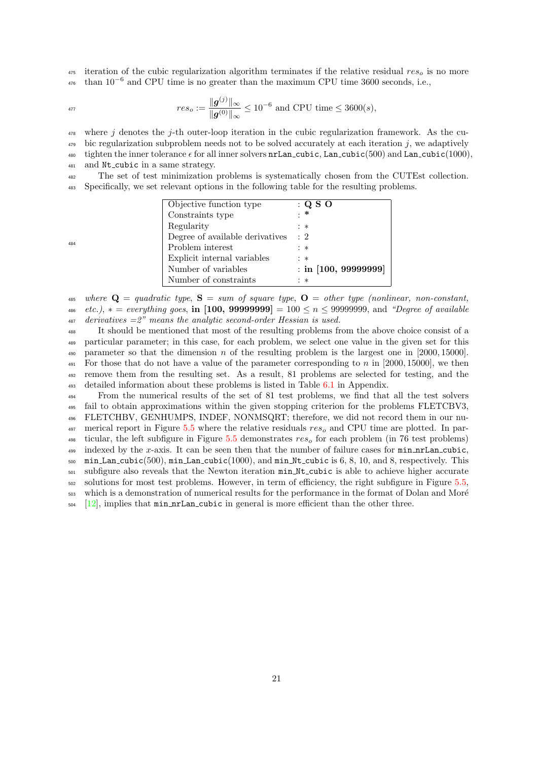iteration of the cubic regularization algorithm terminates if the relative residual $res_o$ is no more than $10^{-6}$ and CPU time is no greater than the maximum CPU time 3600 seconds, i.e.,

$$res_o := \frac{\|\boldsymbol{g}^{(j)}\|_\infty}{\|\boldsymbol{g}^{(0)}\|_\infty} \leq 10^{-6} \text{ and CPU time} \leq 3600(s),$$

where $j$ denotes the $j$-th outer-loop iteration in the cubic regularization framework. As the cubic regularization subproblem needs not to be solved accurately at each iteration $j$, we adaptively tighten the inner tolerance $\epsilon$ for all inner solvers `nrLan_cubic`, `Lan_cubic`(500) and `Lan_cubic`(1000), and `Nt_cubic` in a same strategy.

The set of test minimization problems is systematically chosen from the CUTEst collection. Specifically, we set relevant options in the following table for the resulting problems.

| | |
|---|---|
| Objective function type | : **Q S O** |
| Constraints type | : * |
| Regularity | : * |
| Degree of available derivatives | : 2 |
| Problem interest | : * |
| Explicit internal variables | : * |
| Number of variables | : **in [100, 99999999]** |
| Number of constraints | : * |

*where* $\mathbf{Q}$ = *quadratic type*, $\mathbf{S}$ = *sum of square type*, $\mathbf{O}$ = *other type (nonlinear, non-constant, etc.)*, * = *everything goes*, **in [100, 99999999]** = $100 \leq n \leq 99999999$, and *"Degree of available derivatives =2" means the analytic second-order Hessian is used.*

It should be mentioned that most of the resulting problems from the above choice consist of a particular parameter; in this case, for each problem, we select one value in the given set for this parameter so that the dimension $n$ of the resulting problem is the largest one in $[2000, 15000]$. For those that do not have a value of the parameter corresponding to $n$ in $[2000, 15000]$, we then remove them from the resulting set. As a result, 81 problems are selected for testing, and the detailed information about these problems is listed in Table 6.1 in Appendix.

From the numerical results of the set of 81 test problems, we find that all the test solvers fail to obtain approximations within the given stopping criterion for the problems FLETCBV3, FLETCHBV, GENHUMPS, INDEF, NONMSQRT; therefore, we did not record them in our numerical report in Figure 5.5 where the relative residuals $res_o$ and CPU time are plotted. In particular, the left subfigure in Figure 5.5 demonstrates $res_o$ for each problem (in 76 test problems) indexed by the $x$-axis. It can be seen then that the number of failure cases for `min_nrLan_cubic`, `min_Lan_cubic`(500), `min_Lan_cubic`(1000), and `min_Nt_cubic` is 6, 8, 10, and 8, respectively. This subfigure also reveals that the Newton iteration `min_Nt_cubic` is able to achieve higher accurate solutions for most test problems. However, in term of efficiency, the right subfigure in Figure 5.5, which is a demonstration of numerical results for the performance in the format of Dolan and Moré [12], implies that `min_nrLan_cubic` in general is more efficient than the other three.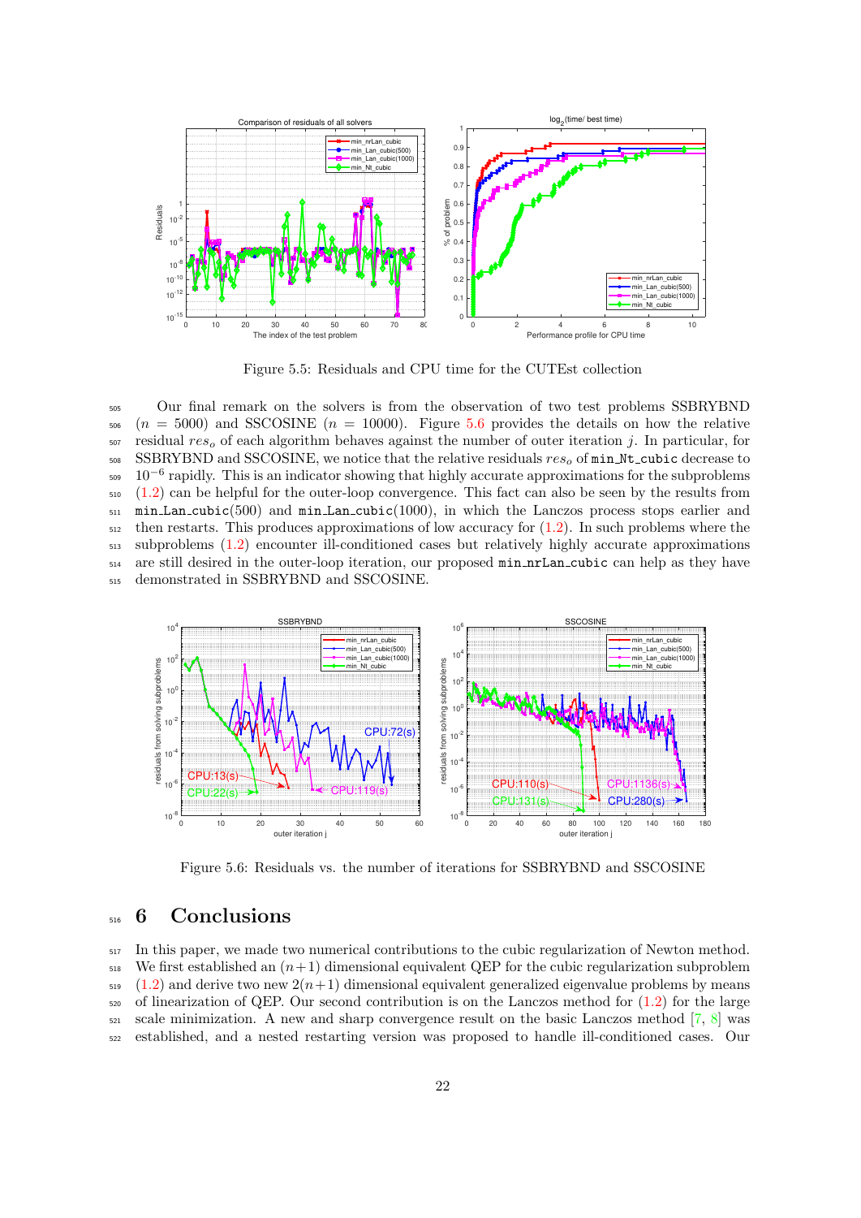Figure 5.5: Residuals and CPU time for the CUTEst collection

Our final remark on the solvers is from the observation of two test problems SSBRYBND ($n = 5000$) and SSCOSINE ($n = 10000$). Figure 5.6 provides the details on how the relative residual $res_o$ of each algorithm behaves against the number of outer iteration $j$. In particular, for SSBRYBND and SSCOSINE, we notice that the relative residuals $res_o$ of `min_Nt_cubic` decrease to $10^{-6}$ rapidly. This is an indicator showing that highly accurate approximations for the subproblems (1.2) can be helpful for the outer-loop convergence. This fact can also be seen by the results from `min_Lan_cubic`(500) and `min_Lan_cubic`(1000), in which the Lanczos process stops earlier and then restarts. This produces approximations of low accuracy for (1.2). In such problems where the subproblems (1.2) encounter ill-conditioned cases but relatively highly accurate approximations are still desired in the outer-loop iteration, our proposed `min_nrLan_cubic` can help as they have demonstrated in SSBRYBND and SSCOSINE.

Figure 5.6: Residuals vs. the number of iterations for SSBRYBND and SSCOSINE

# 6 Conclusions

In this paper, we made two numerical contributions to the cubic regularization of Newton method. We first established an $(n+1)$ dimensional equivalent QEP for the cubic regularization subproblem (1.2) and derive two new $2(n+1)$ dimensional equivalent generalized eigenvalue problems by means of linearization of QEP. Our second contribution is on the Lanczos method for (1.2) for the large scale minimization. A new and sharp convergence result on the basic Lanczos method [7, 8] was established, and a nested restarting version was proposed to handle ill-conditioned cases. Our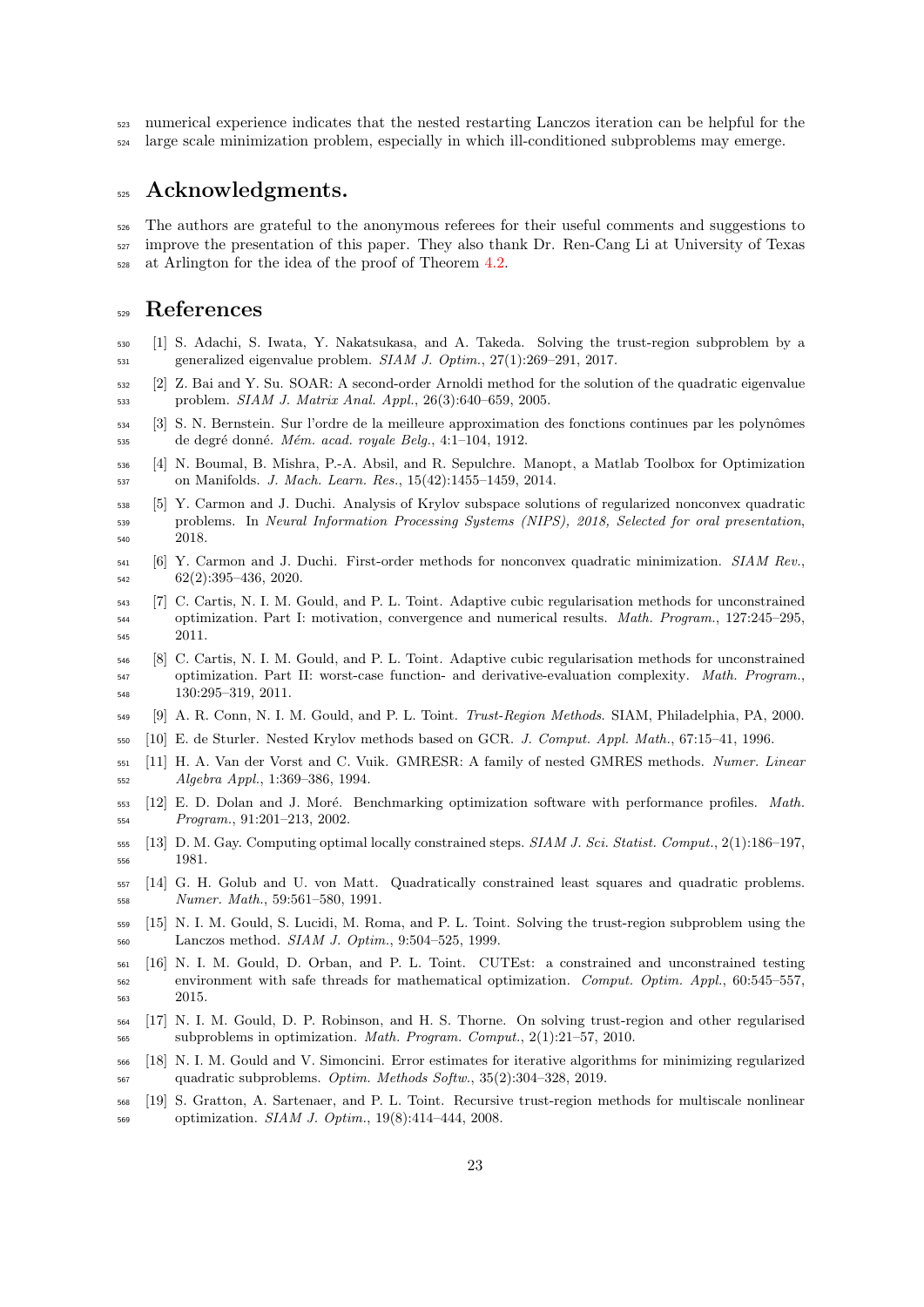numerical experience indicates that the nested restarting Lanczos iteration can be helpful for the large scale minimization problem, especially in which ill-conditioned subproblems may emerge.

## Acknowledgments.

The authors are grateful to the anonymous referees for their useful comments and suggestions to improve the presentation of this paper. They also thank Dr. Ren-Cang Li at University of Texas at Arlington for the idea of the proof of Theorem 4.2.

## References

[1] S. Adachi, S. Iwata, Y. Nakatsukasa, and A. Takeda. Solving the trust-region subproblem by a generalized eigenvalue problem. *SIAM J. Optim.*, 27(1):269–291, 2017.

[2] Z. Bai and Y. Su. SOAR: A second-order Arnoldi method for the solution of the quadratic eigenvalue problem. *SIAM J. Matrix Anal. Appl.*, 26(3):640–659, 2005.

[3] S. N. Bernstein. Sur l'ordre de la meilleure approximation des fonctions continues par les polynômes de degré donné. *Mém. acad. royale Belg.*, 4:1–104, 1912.

[4] N. Boumal, B. Mishra, P.-A. Absil, and R. Sepulchre. Manopt, a Matlab Toolbox for Optimization on Manifolds. *J. Mach. Learn. Res.*, 15(42):1455–1459, 2014.

[5] Y. Carmon and J. Duchi. Analysis of Krylov subspace solutions of regularized nonconvex quadratic problems. In *Neural Information Processing Systems (NIPS), 2018, Selected for oral presentation*, 2018.

[6] Y. Carmon and J. Duchi. First-order methods for nonconvex quadratic minimization. *SIAM Rev.*, 62(2):395–436, 2020.

[7] C. Cartis, N. I. M. Gould, and P. L. Toint. Adaptive cubic regularisation methods for unconstrained optimization. Part I: motivation, convergence and numerical results. *Math. Program.*, 127:245–295, 2011.

[8] C. Cartis, N. I. M. Gould, and P. L. Toint. Adaptive cubic regularisation methods for unconstrained optimization. Part II: worst-case function- and derivative-evaluation complexity. *Math. Program.*, 130:295–319, 2011.

[9] A. R. Conn, N. I. M. Gould, and P. L. Toint. *Trust-Region Methods*. SIAM, Philadelphia, PA, 2000.

[10] E. de Sturler. Nested Krylov methods based on GCR. *J. Comput. Appl. Math.*, 67:15–41, 1996.

[11] H. A. Van der Vorst and C. Vuik. GMRESR: A family of nested GMRES methods. *Numer. Linear Algebra Appl.*, 1:369–386, 1994.

[12] E. D. Dolan and J. Moré. Benchmarking optimization software with performance profiles. *Math. Program.*, 91:201–213, 2002.

[13] D. M. Gay. Computing optimal locally constrained steps. *SIAM J. Sci. Statist. Comput.*, 2(1):186–197, 1981.

[14] G. H. Golub and U. von Matt. Quadratically constrained least squares and quadratic problems. *Numer. Math.*, 59:561–580, 1991.

[15] N. I. M. Gould, S. Lucidi, M. Roma, and P. L. Toint. Solving the trust-region subproblem using the Lanczos method. *SIAM J. Optim.*, 9:504–525, 1999.

[16] N. I. M. Gould, D. Orban, and P. L. Toint. CUTEst: a constrained and unconstrained testing environment with safe threads for mathematical optimization. *Comput. Optim. Appl.*, 60:545–557, 2015.

[17] N. I. M. Gould, D. P. Robinson, and H. S. Thorne. On solving trust-region and other regularised subproblems in optimization. *Math. Program. Comput.*, 2(1):21–57, 2010.

[18] N. I. M. Gould and V. Simoncini. Error estimates for iterative algorithms for minimizing regularized quadratic subproblems. *Optim. Methods Softw.*, 35(2):304–328, 2019.

[19] S. Gratton, A. Sartenaer, and P. L. Toint. Recursive trust-region methods for multiscale nonlinear optimization. *SIAM J. Optim.*, 19(8):414–444, 2008.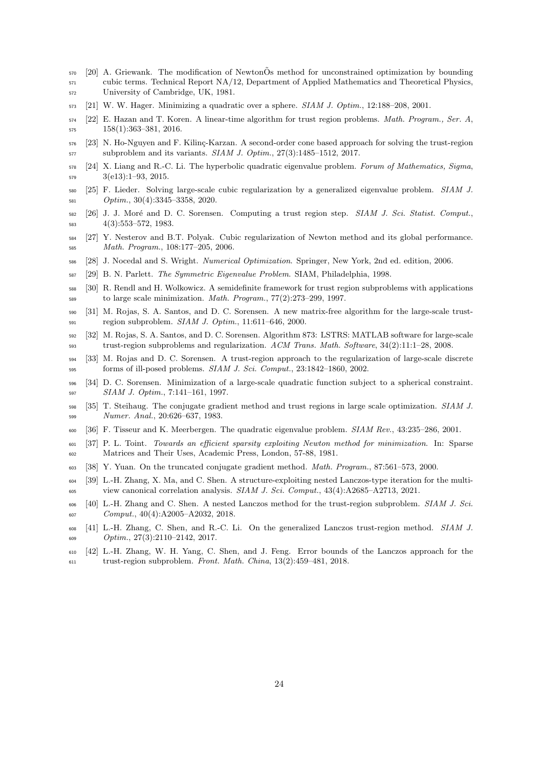[20] A. Griewank. The modification of NewtonÕs method for unconstrained optimization by bounding cubic terms. Technical Report NA/12, Department of Applied Mathematics and Theoretical Physics, University of Cambridge, UK, 1981.

[21] W. W. Hager. Minimizing a quadratic over a sphere. *SIAM J. Optim.*, 12:188–208, 2001.

[22] E. Hazan and T. Koren. A linear-time algorithm for trust region problems. *Math. Program., Ser. A*, 158(1):363–381, 2016.

[23] N. Ho-Nguyen and F. Kilinç-Karzan. A second-order cone based approach for solving the trust-region subproblem and its variants. *SIAM J. Optim.*, 27(3):1485–1512, 2017.

[24] X. Liang and R.-C. Li. The hyperbolic quadratic eigenvalue problem. *Forum of Mathematics, Sigma*, 3(e13):1–93, 2015.

[25] F. Lieder. Solving large-scale cubic regularization by a generalized eigenvalue problem. *SIAM J. Optim.*, 30(4):3345–3358, 2020.

[26] J. J. Moré and D. C. Sorensen. Computing a trust region step. *SIAM J. Sci. Statist. Comput.*, 4(3):553–572, 1983.

[27] Y. Nesterov and B.T. Polyak. Cubic regularization of Newton method and its global performance. *Math. Program.*, 108:177–205, 2006.

[28] J. Nocedal and S. Wright. *Numerical Optimization*. Springer, New York, 2nd ed. edition, 2006.

[29] B. N. Parlett. *The Symmetric Eigenvalue Problem*. SIAM, Philadelphia, 1998.

[30] R. Rendl and H. Wolkowicz. A semidefinite framework for trust region subproblems with applications to large scale minimization. *Math. Program.*, 77(2):273–299, 1997.

[31] M. Rojas, S. A. Santos, and D. C. Sorensen. A new matrix-free algorithm for the large-scale trust-region subproblem. *SIAM J. Optim.*, 11:611–646, 2000.

[32] M. Rojas, S. A. Santos, and D. C. Sorensen. Algorithm 873: LSTRS: MATLAB software for large-scale trust-region subproblems and regularization. *ACM Trans. Math. Software*, 34(2):11:1–28, 2008.

[33] M. Rojas and D. C. Sorensen. A trust-region approach to the regularization of large-scale discrete forms of ill-posed problems. *SIAM J. Sci. Comput.*, 23:1842–1860, 2002.

[34] D. C. Sorensen. Minimization of a large-scale quadratic function subject to a spherical constraint. *SIAM J. Optim.*, 7:141–161, 1997.

[35] T. Steihaug. The conjugate gradient method and trust regions in large scale optimization. *SIAM J. Numer. Anal.*, 20:626–637, 1983.

[36] F. Tisseur and K. Meerbergen. The quadratic eigenvalue problem. *SIAM Rev.*, 43:235–286, 2001.

[37] P. L. Toint. *Towards an efficient sparsity exploiting Newton method for minimization*. In: Sparse Matrices and Their Uses, Academic Press, London, 57-88, 1981.

[38] Y. Yuan. On the truncated conjugate gradient method. *Math. Program.*, 87:561–573, 2000.

[39] L.-H. Zhang, X. Ma, and C. Shen. A structure-exploiting nested Lanczos-type iteration for the multi-view canonical correlation analysis. *SIAM J. Sci. Comput.*, 43(4):A2685–A2713, 2021.

[40] L.-H. Zhang and C. Shen. A nested Lanczos method for the trust-region subproblem. *SIAM J. Sci. Comput.*, 40(4):A2005–A2032, 2018.

[41] L.-H. Zhang, C. Shen, and R.-C. Li. On the generalized Lanczos trust-region method. *SIAM J. Optim.*, 27(3):2110–2142, 2017.

[42] L.-H. Zhang, W. H. Yang, C. Shen, and J. Feng. Error bounds of the Lanczos approach for the trust-region subproblem. *Front. Math. China*, 13(2):459–481, 2018.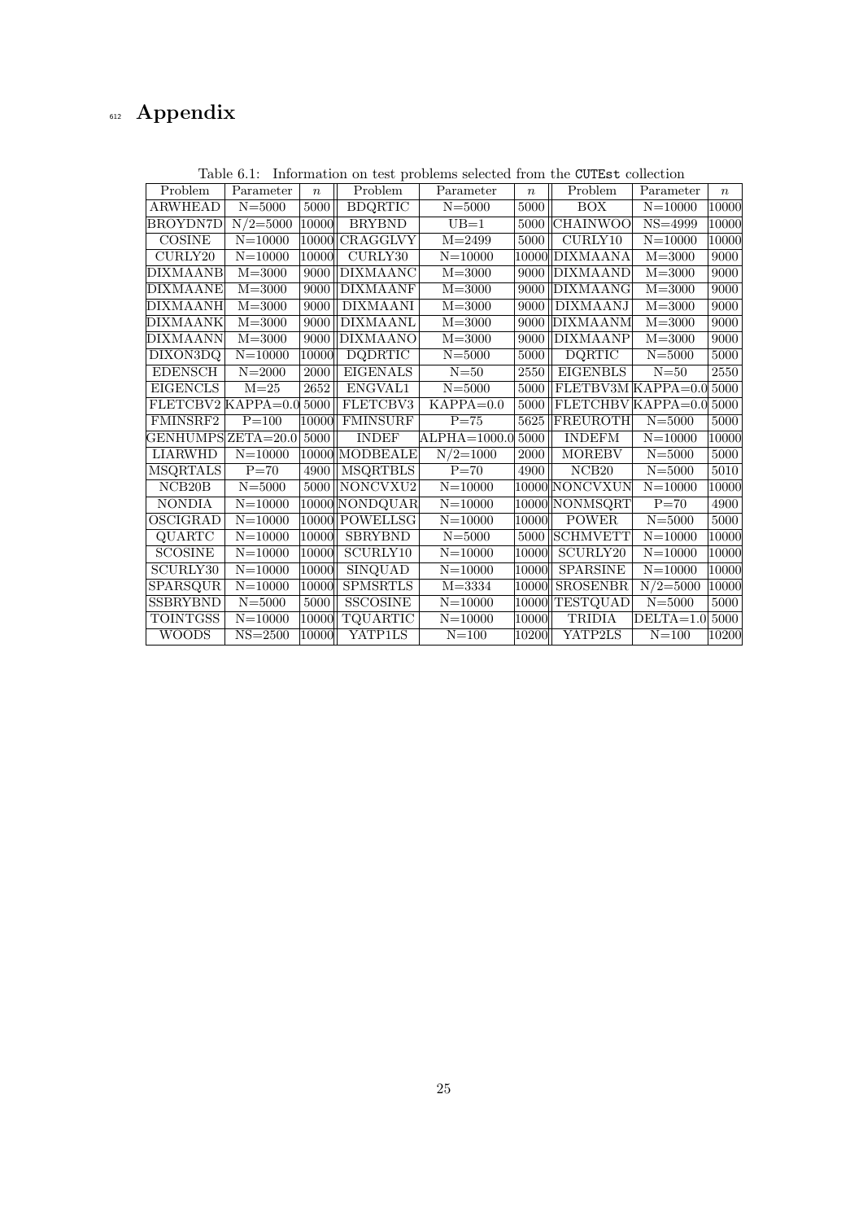## Appendix

Table 6.1: Information on test problems selected from the CUTEst collection

| Problem | Parameter | $n$ | Problem | Parameter | $n$ | Problem | Parameter | $n$ |
|---|---|---|---|---|---|---|---|---|
| ARWHEAD | N=5000 | 5000 | BDQRTIC | N=5000 | 5000 | BOX | N=10000 | 10000 |
| BROYDN7D | N/2=5000 | 10000 | BRYBND | UB=1 | 5000 | CHAINWOO | NS=4999 | 10000 |
| COSINE | N=10000 | 10000 | CRAGGLVY | M=2499 | 5000 | CURLY10 | N=10000 | 10000 |
| CURLY20 | N=10000 | 10000 | CURLY30 | N=10000 | 10000 | DIXMAANA | M=3000 | 9000 |
| DIXMAANB | M=3000 | 9000 | DIXMAANC | M=3000 | 9000 | DIXMAAND | M=3000 | 9000 |
| DIXMAANE | M=3000 | 9000 | DIXMAANF | M=3000 | 9000 | DIXMAANG | M=3000 | 9000 |
| DIXMAANH | M=3000 | 9000 | DIXMAANI | M=3000 | 9000 | DIXMAANJ | M=3000 | 9000 |
| DIXMAANK | M=3000 | 9000 | DIXMAANL | M=3000 | 9000 | DIXMAANM | M=3000 | 9000 |
| DIXMAANN | M=3000 | 9000 | DIXMAANO | M=3000 | 9000 | DIXMAANP | M=3000 | 9000 |
| DIXON3DQ | N=10000 | 10000 | DQDRTIC | N=5000 | 5000 | DQRTIC | N=5000 | 5000 |
| EDENSCH | N=2000 | 2000 | EIGENALS | N=50 | 2550 | EIGENBLS | N=50 | 2550 |
| EIGENCLS | M=25 | 2652 | ENGVAL1 | N=5000 | 5000 | FLETBV3M | KAPPA=0.0 | 5000 |
| FLETCBV2 | KAPPA=0.0 | 5000 | FLETCBV3 | KAPPA=0.0 | 5000 | FLETCHBV | KAPPA=0.0 | 5000 |
| FMINSRF2 | P=100 | 10000 | FMINSURF | P=75 | 5625 | FREUROTH | N=5000 | 5000 |
| GENHUMPS | ZETA=20.0 | 5000 | INDEF | ALPHA=1000.0 | 5000 | INDEFM | N=10000 | 10000 |
| LIARWHD | N=10000 | 10000 | MODBEALE | N/2=1000 | 2000 | MOREBV | N=5000 | 5000 |
| MSQRTALS | P=70 | 4900 | MSQRTBLS | P=70 | 4900 | NCB20 | N=5000 | 5010 |
| NCB20B | N=5000 | 5000 | NONCVXU2 | N=10000 | 10000 | NONCVXUN | N=10000 | 10000 |
| NONDIA | N=10000 | 10000 | NONDQUAR | N=10000 | 10000 | NONMSQRT | P=70 | 4900 |
| OSCIGRAD | N=10000 | 10000 | POWELLSG | N=10000 | 10000 | POWER | N=5000 | 5000 |
| QUARTC | N=10000 | 10000 | SBRYBND | N=5000 | 5000 | SCHMVETT | N=10000 | 10000 |
| SCOSINE | N=10000 | 10000 | SCURLY10 | N=10000 | 10000 | SCURLY20 | N=10000 | 10000 |
| SCURLY30 | N=10000 | 10000 | SINQUAD | N=10000 | 10000 | SPARSINE | N=10000 | 10000 |
| SPARSQUR | N=10000 | 10000 | SPMSRTLS | M=3334 | 10000 | SROSENBR | N/2=5000 | 10000 |
| SSBRYBND | N=5000 | 5000 | SSCOSINE | N=10000 | 10000 | TESTQUAD | N=5000 | 5000 |
| TOINTGSS | N=10000 | 10000 | TQUARTIC | N=10000 | 10000 | TRIDIA | DELTA=1.0 | 5000 |
| WOODS | NS=2500 | 10000 | YATP1LS | N=100 | 10200 | YATP2LS | N=100 | 10200 |